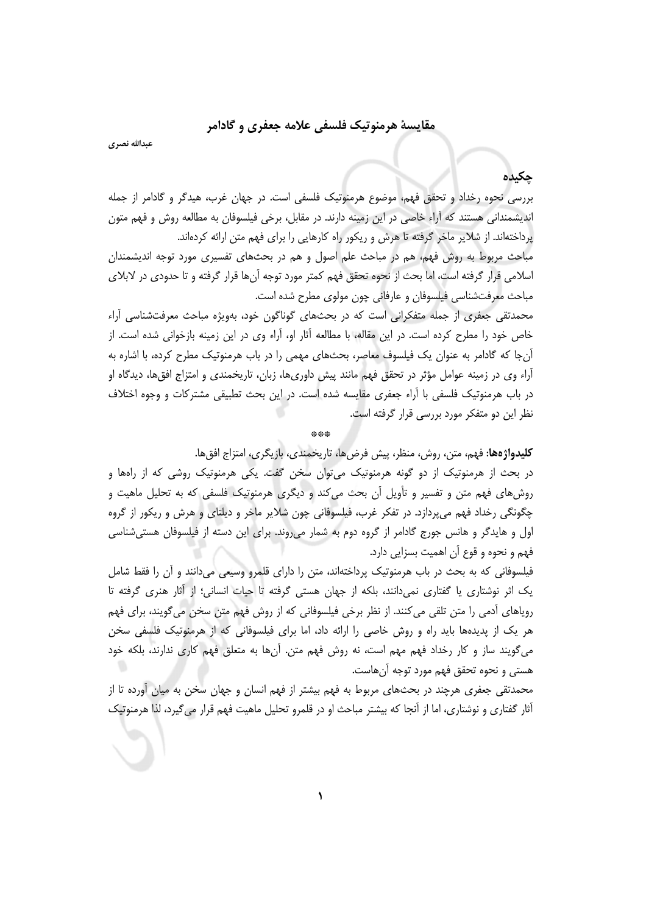# مقایسهٔ هرمنوتیک فلسفی علامه جعفری و گادامر

**عبدالله نصری**

## چکیده

بررسی نحوه رخداد و تحقق فهم، موضوع هرمنوتیک فلسفی است. در جهان غرب، هیدگر و گادامر از جمله اندیشمندانی هستند که آراء خاصی در این زمینه دارند. در مقابل، برخی فیلسوفان به مطالعه روش و فهم متون پرداخته‌اند. از شلایر ماخر گرفته تا هرش و ریکور راه کارهایی را برای فهم متن ارائه کرده‌اند.

مباحث مربوط به روش فهم، هم در مباحث علم اصول و هم در بحث‌های تفسیری مورد توجه اندیشمندان اسلامی قرار گرفته است، اما بحث از نحوه تحقق فهم کمتر مورد توجه آن‌ها قرار گرفته و تا حدودی در لابلای مباحث معرفت‌شناسی فیلسوفان و عارفانی چون مولوی مطرح شده است.

محمدتقی جعفری از جمله متفکرانی است که در بحث‌های گوناگون خود، به‌ویژه مباحث معرفت‌شناسی آراء خاص خود را مطرح کرده است. در این مقاله، با مطالعه آثار او، آراء وی در این زمینه بازخوانی شده است. از آن‌جا که گادامر به عنوان یک فیلسوف معاصر، بحث‌های مهمی را در باب هرمنوتیک مطرح کرده، با اشاره به آراء وی در زمینه عوامل مؤثر در تحقق فهم مانند پیش داوری‌ها، زبان، تاریخمندی و امتزاج افق‌ها، دیدگاه او در باب هرمنوتیک فلسفی با آراء جعفری مقایسه شده است. در این بحث تطبیقی مشترکات و وجوه اختلاف نظر این دو متفکر مورد بررسی قرار گرفته است.

\*\*\*

**کلیدواژه‌ها:** فهم، متن، روش، منظر، پیش فرض‌ها، تاریخمندی، بازیگری، امتزاج افق‌ها.

در بحث از هرمنوتیک از دو گونه هرمنوتیک می‌توان سخن گفت. یکی هرمنوتیک روشی که از راه‌ها و روش‌های فهم متن و تفسیر و تأویل آن بحث می‌کند و دیگری هرمنوتیک فلسفی که به تحلیل ماهیت و چگونگی رخداد فهم می‌پردازد. در تفکر غرب، فیلسوفانی چون شلایر ماخر و دیلتای و هرش و ریکور از گروه اول و هایدگر و هانس جورج گادامر از گروه دوم به شمار می‌روند. برای این دسته از فیلسوفان هستی‌شناسی فهم و نحوه وقوع آن اهمیت بسزایی دارد.

فیلسوفانی که به بحث در باب هرمنوتیک پرداخته‌اند، متن را دارای قلمرو وسیعی می‌دانند و آن را فقط شامل یک اثر نوشتاری یا گفتاری نمی‌دانند، بلکه از جهان هستی گرفته تا حیات انسانی؛ از آثار هنری گرفته تا رویاهای آدمی را متن تلقی می‌کنند. از نظر برخی فیلسوفانی که از روش فهم متن سخن می‌گویند، برای فهم هر یک از پدیده‌ها باید راه و روش خاصی را ارائه داد، اما برای فیلسوفانی که از هرمنوتیک فلسفی سخن می‌گویند ساز و کار رخداد فهم مهم است، نه روش فهم متن. آن‌ها به متعلق فهم کاری ندارند، بلکه خود هستی و نحوه تحقق فهم مورد توجه آن‌هاست.

محمدتقی جعفری هرچند در بحث‌های مربوط به فهم بیشتر از فهم انسان و جهان سخن به میان آورده تا از آثار گفتاری و نوشتاری، اما از آنجا که بیشتر مباحث او در قلمرو تحلیل ماهیت فهم قرار می‌گیرد، لذا هرمنوتیک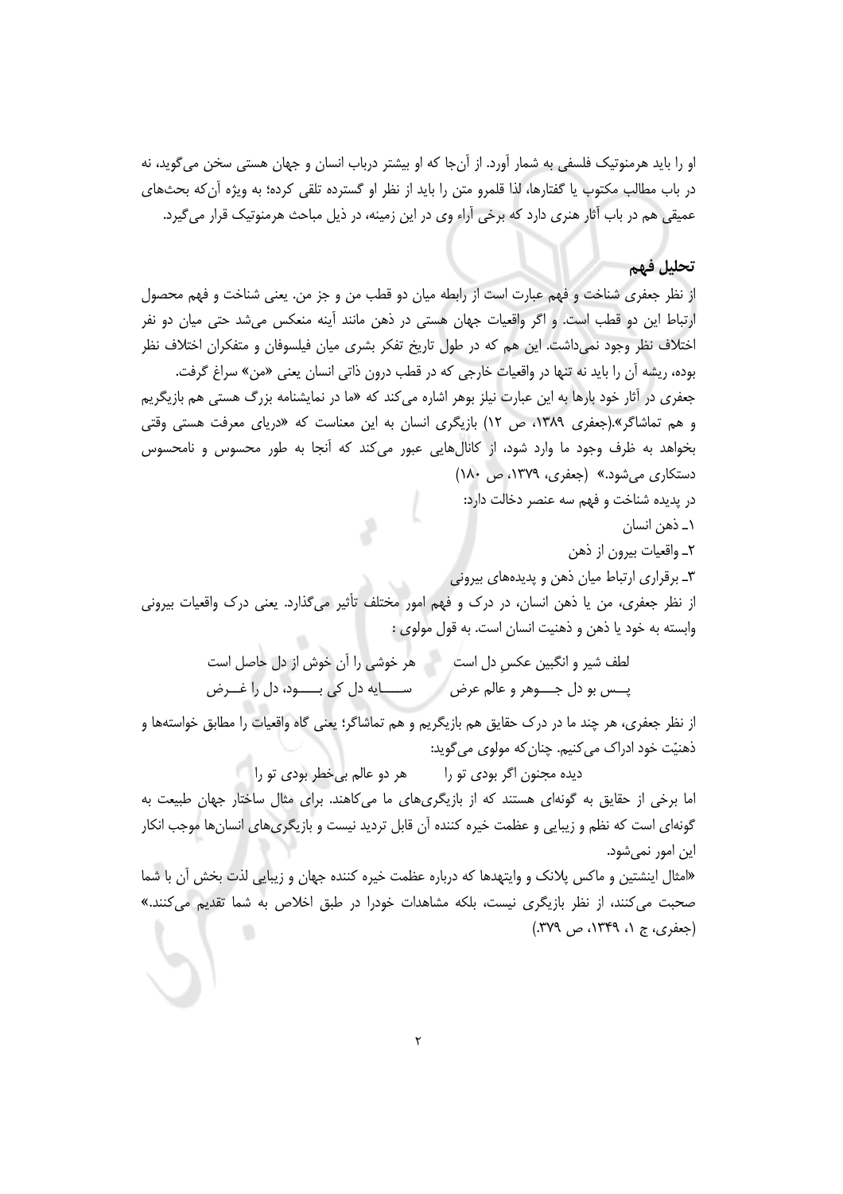او را باید هرمنوتیک فلسفی به شمار آورد. از آن‌جا که او بیشتر درباب انسان و جهان هستی سخن می‌گوید، نه در باب مطالب مکتوب یا گفتارها، لذا قلمرو متن را باید از نظر او گسترده تلقی کرده؛ به ویژه آن‌که بحث‌های عمیقی هم در باب آثار هنری دارد که برخی آراء وی در این زمینه، در ذیل مباحث هرمنوتیک قرار می‌گیرد.

## تحلیل فهم

از نظر جعفری شناخت و فهم عبارت است از رابطه میان دو قطب من و جز من. یعنی شناخت و فهم محصول ارتباط این دو قطب است. و اگر واقعیات جهان هستی در ذهن مانند آینه منعکس می‌شد حتی میان دو نفر اختلاف نظر وجود نمی‌داشت. این هم که در طول تاریخ تفکر بشری میان فیلسوفان و متفکران اختلاف نظر بوده، ریشه آن را باید نه تنها در واقعیات خارجی که در قطب درون ذاتی انسان یعنی «من» سراغ گرفت.

جعفری در آثار خود بارها به این عبارت نیلز بوهر اشاره می‌کند که «ما در نمایشنامه بزرگ هستی هم بازیگریم و هم تماشاگر».(جعفری ۱۳۸۹، ص ۱۲) بازیگری انسان به این معناست که «دریای معرفت هستی وقتی بخواهد به ظرف وجود ما وارد شود، از کانال‌هایی عبور می‌کند که آنجا به طور محسوس و نامحسوس دستکاری می‌شود.» (جعفری، ۱۳۷۹، ص ۱۸۰)

در پدیده شناخت و فهم سه عنصر دخالت دارد:

۱ـ ذهن انسان

۲ـ واقعیات بیرون از ذهن

۳ـ برقراری ارتباط میان ذهن و پدیده‌های بیرونی

از نظر جعفری، من یا ذهن انسان، در درک و فهم امور مختلف تأثیر می‌گذارد. یعنی درک واقعیات بیرونی وابسته به خود یا ذهن و ذهنیت انسان است. به قول مولوی :

لطف شیر و انگبین عکس دل است        هر خوشی را آن خوش از دل حاصل است

پـــس بو دل جـــوهر و عالم عرض        ســــایه دل کی بـــود، دل را غـــرض

از نظر جعفری، هر چند ما در درک حقایق هم بازیگریم و هم تماشاگر؛ یعنی گاه واقعیات را مطابق خواسته‌ها و ذهنیّت خود ادراک می‌کنیم. چنان‌که مولوی می‌گوید:

دیده مجنون اگر بودی تو را        هر دو عالم بی‌خطر بودی تو را

اما برخی از حقایق به گونه‌ای هستند که از بازیگری‌های ما می‌کاهند. برای مثال ساختار جهان طبیعت به گونه‌ای است که نظم و زیبایی و عظمت خیره کننده آن قابل تردید نیست و بازیگری‌های انسان‌ها موجب انکار این امور نمی‌شود.

«امثال اینشتین و ماکس پلانک و وایتهدها که درباره عظمت خیره کننده جهان و زیبایی لذت بخش آن با شما صحبت می‌کنند، از نظر بازیگری نیست، بلکه مشاهدات خودرا در طبق اخلاص به شما تقدیم می‌کنند.» (جعفری، ج ۱، ۱۳۴۹، ص ۳۷۹.)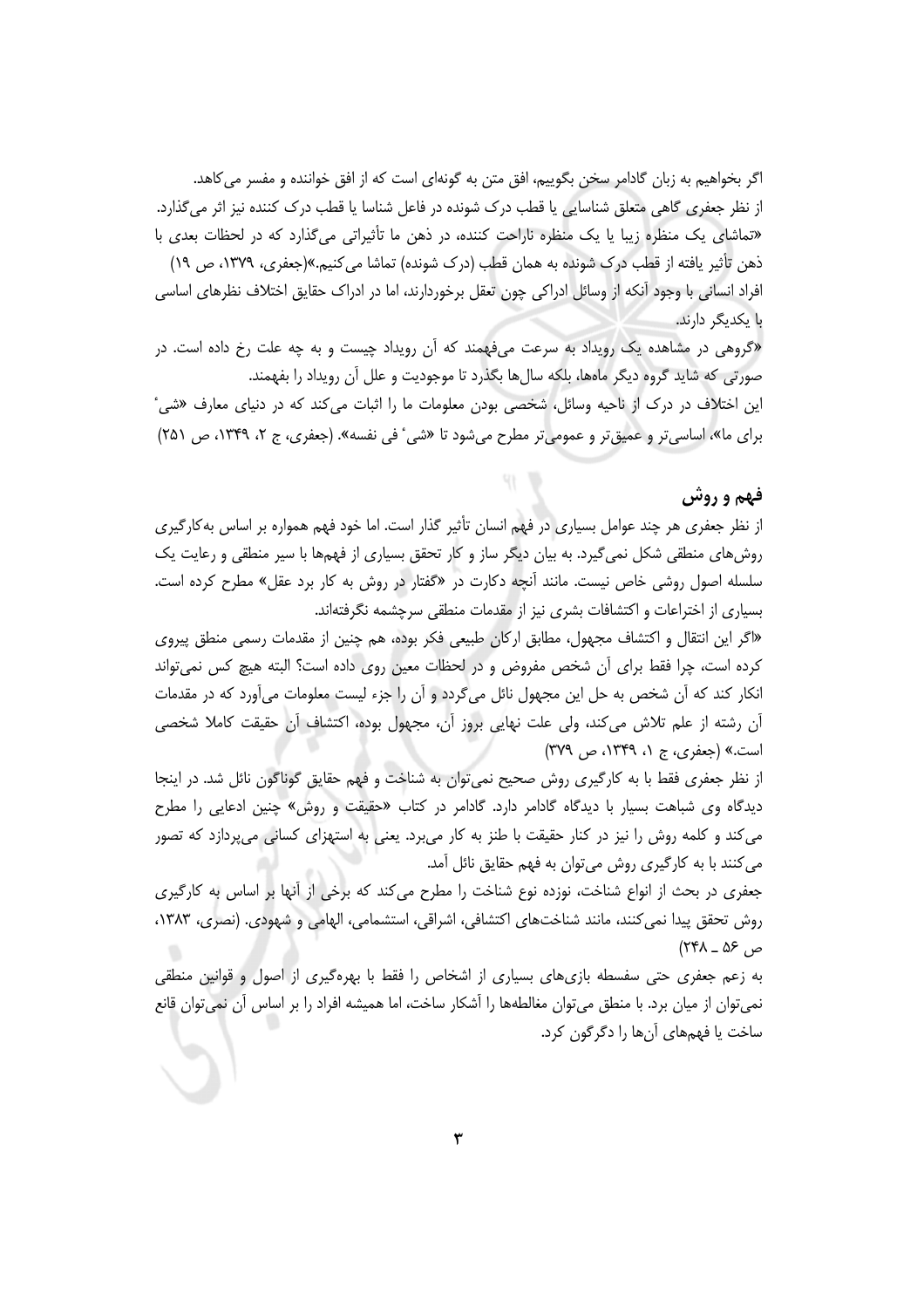اگر بخواهیم به زبان گادامر سخن بگوییم، افق متن به گونه‌ای است که از افق خواننده و مفسر می‌کاهد.

از نظر جعفری گاهی متعلق شناسایی یا قطب درک شونده در فاعل شناسا یا قطب درک کننده نیز اثر می‌گذارد.

«تماشای یک منظره زیبا یا یک منظره ناراحت کننده، در ذهن ما تأثیراتی می‌گذارد که در لحظات بعدی با ذهن تأثیر یافته از قطب درک شونده به همان قطب (درک شونده) تماشا می‌کنیم.»(جعفری، ۱۳۷۹، ص ۱۹)

افراد انسانی با وجود آنکه از وسائل ادراکی چون تعقل برخوردارند، اما در ادراک حقایق اختلاف نظرهای اساسی با یکدیگر دارند.

«گروهی در مشاهده یک رویداد به سرعت می‌فهمند که آن رویداد چیست و به چه علت رخ داده است. در صورتی که شاید گروه دیگر ماه‌ها، بلکه سال‌ها بگذرد تا موجودیت و علل آن رویداد را بفهمند.

این اختلاف در درک از ناحیه وسائل، شخصی بودن معلومات ما را اثبات می‌کند که در دنیای معارف «شیٔ برای ما»، اساسی‌تر و عمیق‌تر و عمومی‌تر مطرح می‌شود تا «شیٔ فی نفسه». (جعفری، ج ۲، ۱۳۴۹، ص ۲۵۱)

## فهم و روش

از نظر جعفری هر چند عوامل بسیاری در فهم انسان تأثیر گذار است. اما خود فهم همواره بر اساس به‌کارگیری روش‌های منطقی شکل نمی‌گیرد. به بیان دیگر ساز و کار تحقق بسیاری از فهم‌ها با سیر منطقی و رعایت یک سلسله اصول روشی خاص نیست. مانند آنچه دکارت در «گفتار در روش به کار برد عقل» مطرح کرده است. بسیاری از اختراعات و اکتشافات بشری نیز از مقدمات منطقی سرچشمه نگرفته‌اند.

«اگر این انتقال و اکتشاف مجهول، مطابق ارکان طبیعی فکر بوده، هم چنین از مقدمات رسمی منطق پیروی کرده است، چرا فقط برای آن شخص مفروض و در لحظات معین روی داده است؟ البته هیچ کس نمی‌تواند انکار کند که آن شخص به حل این مجهول نائل می‌گردد و آن را جزء لیست معلومات می‌آورد که در مقدمات آن رشته از علم تلاش می‌کند، ولی علت نهایی بروز آن، مجهول بوده، اکتشاف آن حقیقت کاملا شخصی است.» (جعفری، ج ۱، ۱۳۴۹، ص ۳۷۹)

از نظر جعفری فقط با به کارگیری روش صحیح نمی‌توان به شناخت و فهم حقایق گوناگون نائل شد. در اینجا دیدگاه وی شباهت بسیار با دیدگاه گادامر دارد. گادامر در کتاب «حقیقت و روش» چنین ادعایی را مطرح می‌کند و کلمه روش را نیز در کنار حقیقت با طنز به کار می‌برد. یعنی به استهزای کسانی می‌پردازد که تصور می‌کنند با به کارگیری روش می‌توان به فهم حقایق نائل آمد.

جعفری در بحث از انواع شناخت، نوزده نوع شناخت را مطرح می‌کند که برخی از آنها بر اساس به کارگیری روش تحقق پیدا نمی‌کنند، مانند شناخت‌های اکتشافی، اشراقی، استشمامی، الهامی و شهودی. (نصری، ۱۳۸۳، ص ۵۶ ـ ۲۴۸)

به زعم جعفری حتی سفسطه بازی‌های بسیاری از اشخاص را فقط با بهره‌گیری از اصول و قوانین منطقی نمی‌توان از میان برد. با منطق می‌توان مغالطه‌ها را آشکار ساخت، اما همیشه افراد را بر اساس آن نمی‌توان قانع ساخت یا فهم‌های آن‌ها را دگرگون کرد.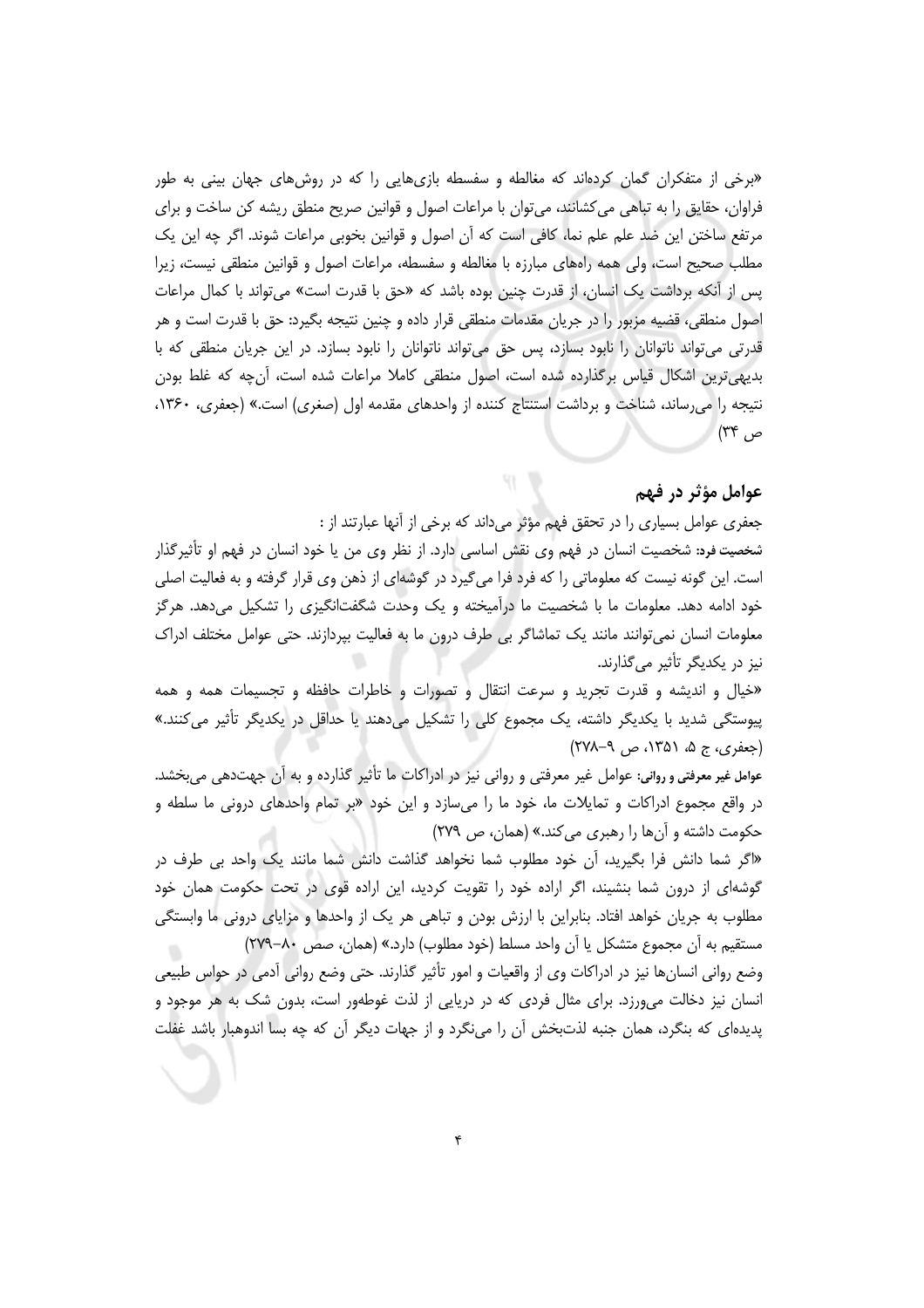«برخی از متفکران گمان کرده‌اند که مغالطه و سفسطه بازی‌هایی را که در روش‌های جهان بینی به طور فراوان، حقایق را به تباهی می‌کشانند، می‌توان با مراعات اصول و قوانین صریح منطق ریشه کن ساخت و برای مرتفع ساختن این ضد علم علم نما، کافی است که آن اصول و قوانین بخوبی مراعات شوند. اگر چه این یک مطلب صحیح است، ولی همه راه‌های مبارزه با مغالطه و سفسطه، مراعات اصول و قوانین منطقی نیست، زیرا پس از آنکه برداشت یک انسان، از قدرت چنین بوده باشد که «حق با قدرت است» می‌تواند با کمال مراعات اصول منطقی، قضیه مزبور را در جریان مقدمات منطقی قرار داده و چنین نتیجه بگیرد: حق با قدرت است و هر قدرتی می‌تواند ناتوانان را نابود بسازد، پس حق می‌تواند ناتوانان را نابود بسازد. در این جریان منطقی که با بدیهی‌ترین اشکال قیاس برگذارده شده است، اصول منطقی کاملا مراعات شده است، آن‌چه که غلط بودن نتیجه را می‌رساند، شناخت و برداشت استنتاج کننده از واحدهای مقدمه اول (صغری) است.» (جعفری، ۱۳۶۰، ص ۳۴)

## عوامل مؤثر در فهم

جعفری عوامل بسیاری را در تحقق فهم مؤثر می‌داند که برخی از آنها عبارتند از :

**شخصیت فرد:** شخصیت انسان در فهم وی نقش اساسی دارد. از نظر وی من یا خود انسان در فهم او تأثیرگذار است. این گونه نیست که معلوماتی را که فرد فرا می‌گیرد در گوشه‌ای از ذهن وی قرار گرفته و به فعالیت اصلی خود ادامه دهد. معلومات ما با شخصیت ما درآمیخته و یک وحدت شگفت‌انگیزی را تشکیل می‌دهد. هرگز معلومات انسان نمی‌توانند مانند یک تماشاگر بی طرف درون ما به فعالیت بپردازند. حتی عوامل مختلف ادراک نیز در یکدیگر تأثیر می‌گذارند.

«خیال و اندیشه و قدرت تجرید و سرعت انتقال و تصورات و خاطرات حافظه و تجسیمات همه و همه پیوستگی شدید با یکدیگر داشته، یک مجموع کلی را تشکیل می‌دهند یا حداقل در یکدیگر تأثیر می‌کنند.» (جعفری، ج ۵، ۱۳۵۱، ص ۹-۲۷۸)

**عوامل غیر معرفتی و روانی:** عوامل غیر معرفتی و روانی نیز در ادراکات ما تأثیر گذارده و به آن جهت‌دهی می‌بخشد. در واقع مجموع ادراکات و تمایلات ما، خود ما را می‌سازد و این خود «بر تمام واحدهای درونی ما سلطه و حکومت داشته و آن‌ها را رهبری می‌کند.» (همان، ص ۲۷۹)

«اگر شما دانش فرا بگیرید، آن خود مطلوب شما نخواهد گذاشت دانش شما مانند یک واحد بی طرف در گوشه‌ای از درون شما بنشیند، اگر اراده خود را تقویت کردید، این اراده قوی در تحت حکومت همان خود مطلوب به جریان خواهد افتاد. بنابراین با ارزش بودن و تباهی هر یک از واحدها و مزایای درونی ما وابستگی مستقیم به آن مجموع متشکل یا آن واحد مسلط (خود مطلوب) دارد.» (همان، صص ۸۰-۲۷۹)

وضع روانی انسان‌ها نیز در ادراکات وی از واقعیات و امور تأثیر گذارند. حتی وضع روانی آدمی در حواس طبیعی انسان نیز دخالت می‌ورزد. برای مثال فردی که در دریایی از لذت غوطه‌ور است، بدون شک به هر موجود و پدیده‌ای که بنگرد، همان جنبه لذت‌بخش آن را می‌نگرد و از جهات دیگر آن که چه بسا اندوهبار باشد غفلت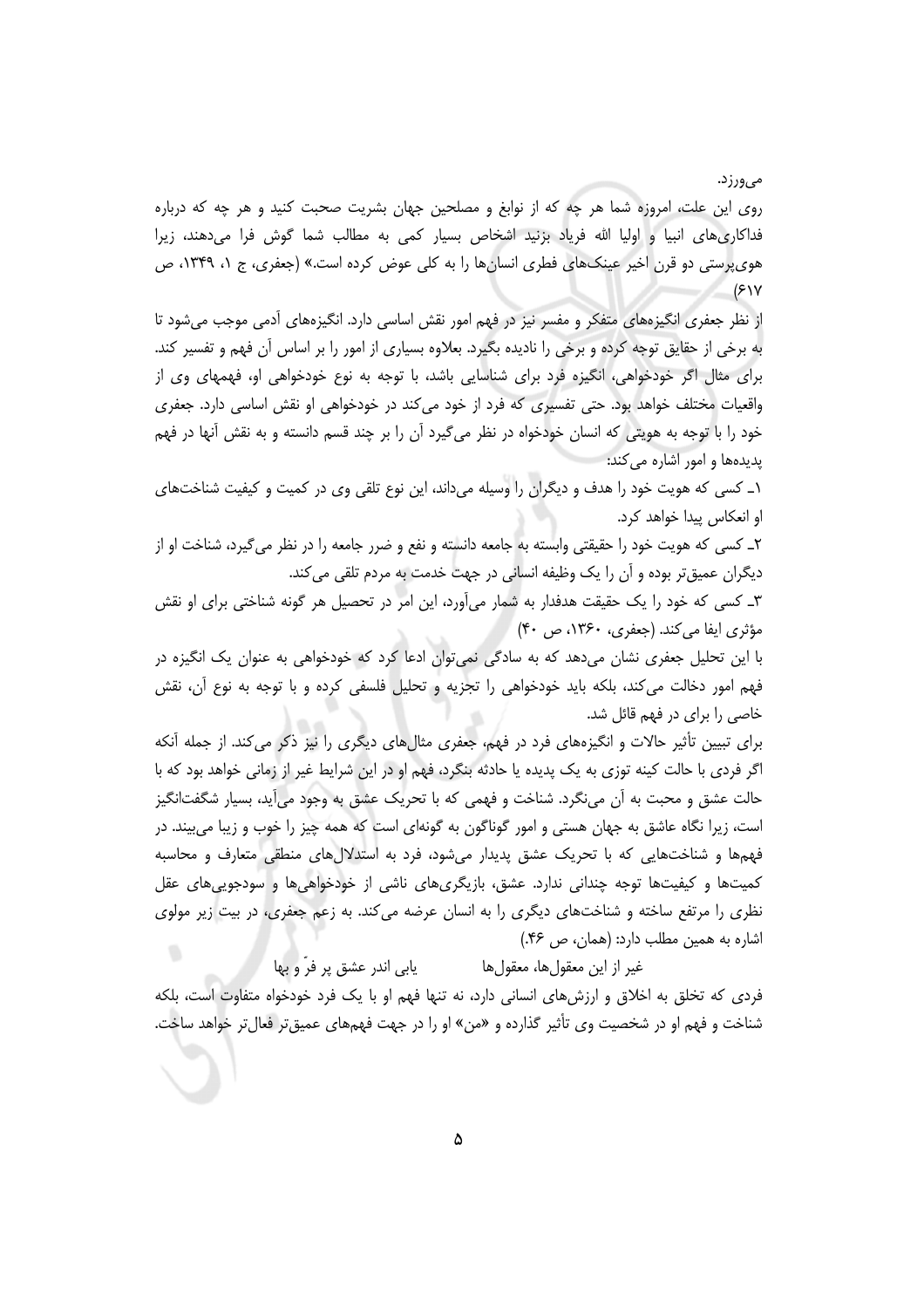می‌ورزد.

روی این علت، امروزه شما هر چه که از نوابغ و مصلحین جهان بشریت صحبت کنید و هر چه که درباره فداکاری‌های انبیا و اولیا الله فریاد بزنید اشخاص بسیار کمی به مطالب شما گوش فرا می‌دهند، زیرا هوی‌پرستی دو قرن اخیر عینک‌های فطری انسان‌ها را به کلی عوض کرده است.» (جعفری، ج ۱، ۱۳۴۹، ص ۶۱۷)

از نظر جعفری انگیزه‌های متفکر و مفسر نیز در فهم امور نقش اساسی دارد. انگیزه‌های آدمی موجب می‌شود تا به برخی از حقایق توجه کرده و برخی را نادیده بگیرد. بعلاوه بسیاری از امور را بر اساس آن فهم و تفسیر کند. برای مثال اگر خودخواهی، انگیزه فرد برای شناسایی باشد، با توجه به نوع خودخواهی او، فهمهای وی از واقعیات مختلف خواهد بود. حتی تفسیری که فرد از خود می‌کند در خودخواهی او نقش اساسی دارد. جعفری خود را با توجه به هویتی که انسان خودخواه در نظر می‌گیرد آن را بر چند قسم دانسته و به نقش آنها در فهم پدیده‌ها و امور اشاره می‌کند:

۱ـ کسی که هویت خود را هدف و دیگران را وسیله می‌داند، این نوع تلقی وی در کمیت و کیفیت شناخت‌های او انعکاس پیدا خواهد کرد.

۲ـ کسی که هویت خود را حقیقتی وابسته به جامعه دانسته و نفع و ضرر جامعه را در نظر می‌گیرد، شناخت او از دیگران عمیق‌تر بوده و آن را یک وظیفه انسانی در جهت خدمت به مردم تلقی می‌کند.

۳ـ کسی که خود را یک حقیقت هدفدار به شمار می‌آورد، این امر در تحصیل هر گونه شناختی برای او نقش مؤثری ایفا می‌کند. (جعفری، ۱۳۶۰، ص ۴۰)

با این تحلیل جعفری نشان می‌دهد که به سادگی نمی‌توان ادعا کرد که خودخواهی به عنوان یک انگیزه در فهم امور دخالت می‌کند، بلکه باید خودخواهی را تجزیه و تحلیل فلسفی کرده و با توجه به نوع آن، نقش خاصی را برای در فهم قائل شد.

برای تبیین تأثیر حالات و انگیزه‌های فرد در فهم، جعفری مثال‌های دیگری را نیز ذکر می‌کند. از جمله آنکه اگر فردی با حالت کینه توزی به یک پدیده یا حادثه بنگرد، فهم او در این شرایط غیر از زمانی خواهد بود که با حالت عشق و محبت به آن می‌نگرد. شناخت و فهمی که با تحریک عشق به وجود می‌آید، بسیار شگفت‌انگیز است، زیرا نگاه عاشق به جهان هستی و امور گوناگون به گونه‌ای است که همه چیز را خوب و زیبا می‌بیند. در فهم‌ها و شناخت‌هایی که با تحریک عشق پدیدار می‌شود، فرد به استدلال‌های منطقی متعارف و محاسبه کمیت‌ها و کیفیت‌ها توجه چندانی ندارد. عشق، بازیگری‌های ناشی از خودخواهی‌ها و سودجویی‌های عقل نظری را مرتفع ساخته و شناخت‌های دیگری را به انسان عرضه می‌کند. به زعم جعفری، در بیت زیر مولوی اشاره به همین مطلب دارد: (همان، ص ۴۶.)

غیر از این معقول‌ها، معقول‌ها          یابی اندر عشق پر فرّ و بها

فردی که تخلق به اخلاق و ارزش‌های انسانی دارد، نه تنها فهم او با یک فرد خودخواه متفاوت است، بلکه شناخت و فهم او در شخصیت وی تأثیر گذارده و «من» او را در جهت فهم‌های عمیق‌تر فعال‌تر خواهد ساخت.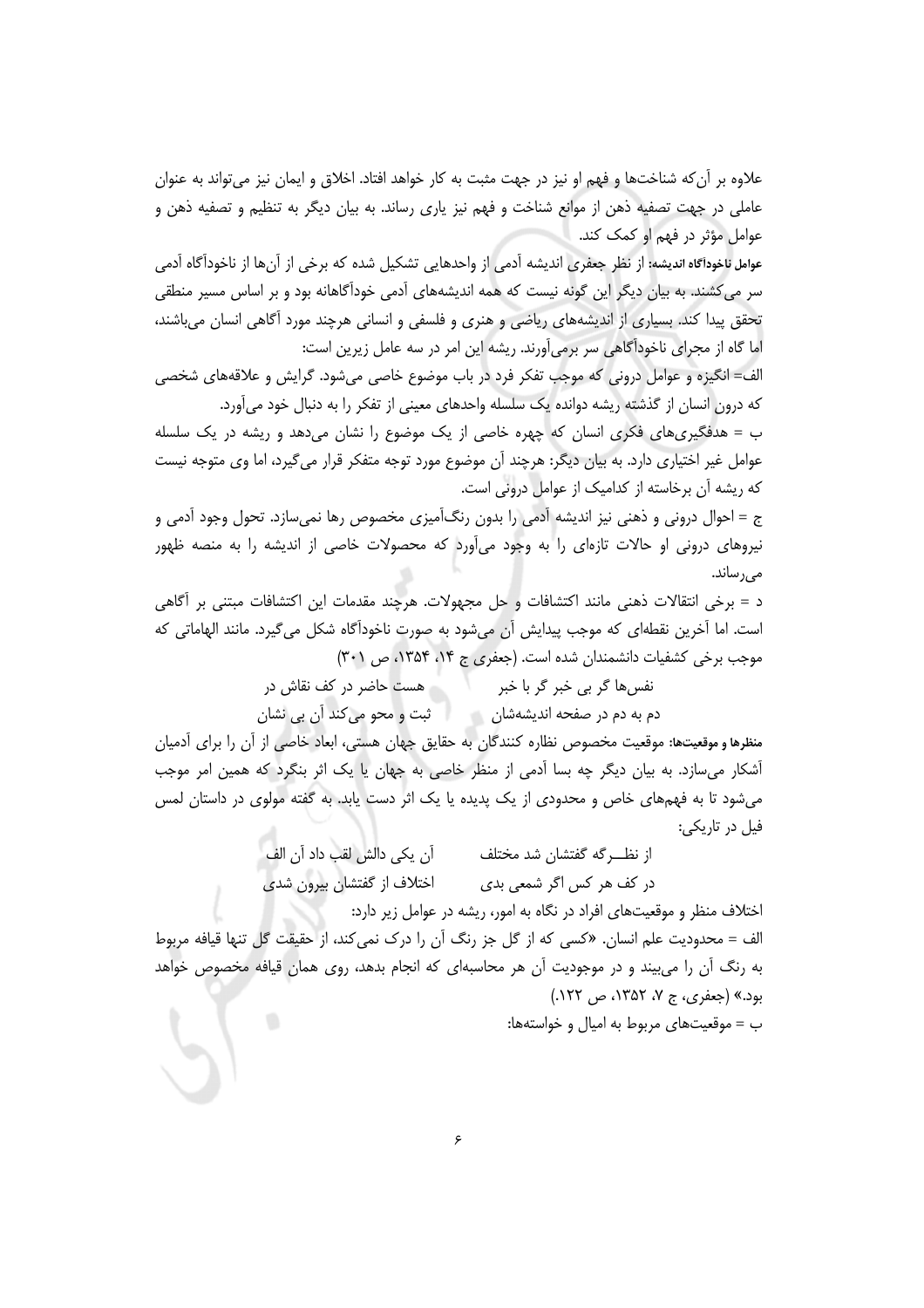علاوه بر آن‌که شناخت‌ها و فهم او نیز در جهت مثبت به کار خواهد افتاد. اخلاق و ایمان نیز می‌تواند به عنوان عاملی در جهت تصفیه ذهن از موانع شناخت و فهم نیز یاری رساند. به بیان دیگر به تنظیم و تصفیه ذهن و عوامل مؤثر در فهم او کمک کند.

**عوامل ناخودآگاه اندیشه:** از نظر جعفری اندیشه آدمی از واحدهایی تشکیل شده که برخی از آن‌ها از ناخودآگاه آدمی سر می‌کشند. به بیان دیگر این گونه نیست که همه اندیشه‌های آدمی خودآگاهانه بود و بر اساس مسیر منطقی تحقق پیدا کند. بسیاری از اندیشه‌های ریاضی و هنری و فلسفی و انسانی هرچند مورد آگاهی انسان می‌باشند، اما گاه از مجرای ناخودآگاهی سر برمی‌آورند. ریشه این امر در سه عامل زیرین است:

الف= انگیزه و عوامل درونی که موجب تفکر فرد در باب موضوع خاصی می‌شود. گرایش و علاقه‌های شخصی که درون انسان از گذشته ریشه دوانده یک سلسله واحدهای معینی از تفکر را به دنبال خود می‌آورد.

ب = هدفگیری‌های فکری انسان که چهره خاصی از یک موضوع را نشان می‌دهد و ریشه در یک سلسله عوامل غیر اختیاری دارد. به بیان دیگر: هرچند آن موضوع مورد توجه متفکر قرار می‌گیرد، اما وی متوجه نیست که ریشه آن برخاسته از کدامیک از عوامل درونی است.

ج = احوال درونی و ذهنی نیز اندیشه آدمی را بدون رنگ‌آمیزی مخصوص رها نمی‌سازد. تحول وجود آدمی و نیروهای درونی او حالات تازه‌ای را به وجود می‌آورد که محصولات خاصی از اندیشه را به منصه ظهور می‌رساند.

د = برخی انتقالات ذهنی مانند اکتشافات و حل مجهولات. هرچند مقدمات این اکتشافات مبتنی بر آگاهی است. اما آخرین نقطه‌ای که موجب پیدایش آن می‌شود به صورت ناخودآگاه شکل می‌گیرد. مانند الهاماتی که موجب برخی کشفیات دانشمندان شده است. (جعفری ج ۱۴، ۱۳۵۴، ص ۳۰۱)

نفس‌ها گر بی خبر گر با خبر &nbsp;&nbsp;&nbsp;&nbsp; هست حاضر در کف نقاش در

دم به دم در صفحه اندیشه‌شان &nbsp;&nbsp;&nbsp;&nbsp; ثبت و محو می‌کند آن بی نشان

**منظرها و موقعیت‌ها:** موقعیت مخصوص نظاره کنندگان به حقایق جهان هستی، ابعاد خاصی از آن را برای آدمیان آشکار می‌سازد. به بیان دیگر چه بسا آدمی از منظر خاصی به جهان یا یک اثر بنگرد که همین امر موجب می‌شود تا به فهم‌های خاص و محدودی از یک پدیده یا یک اثر دست یابد. به گفته مولوی در داستان لمس فیل در تاریکی:

از نظـــرگه گفتشان شد مختلف &nbsp;&nbsp;&nbsp;&nbsp; آن یکی دالش لقب داد آن الف

در کف هر کس اگر شمعی بدی &nbsp;&nbsp;&nbsp;&nbsp; اختلاف از گفتشان بیرون شدی

اختلاف منظر و موقعیت‌های افراد در نگاه به امور، ریشه در عوامل زیر دارد:

الف = محدودیت علم انسان. «کسی که از گل جز رنگ آن را درک نمی‌کند، از حقیقت گل تنها قیافه مربوط به رنگ آن را می‌بیند و در موجودیت آن هر محاسبه‌ای که انجام بدهد، روی همان قیافه مخصوص خواهد بود.» (جعفری، ج ۷، ۱۳۵۲، ص ۱۲۲.)

ب = موقعیت‌های مربوط به امیال و خواسته‌ها: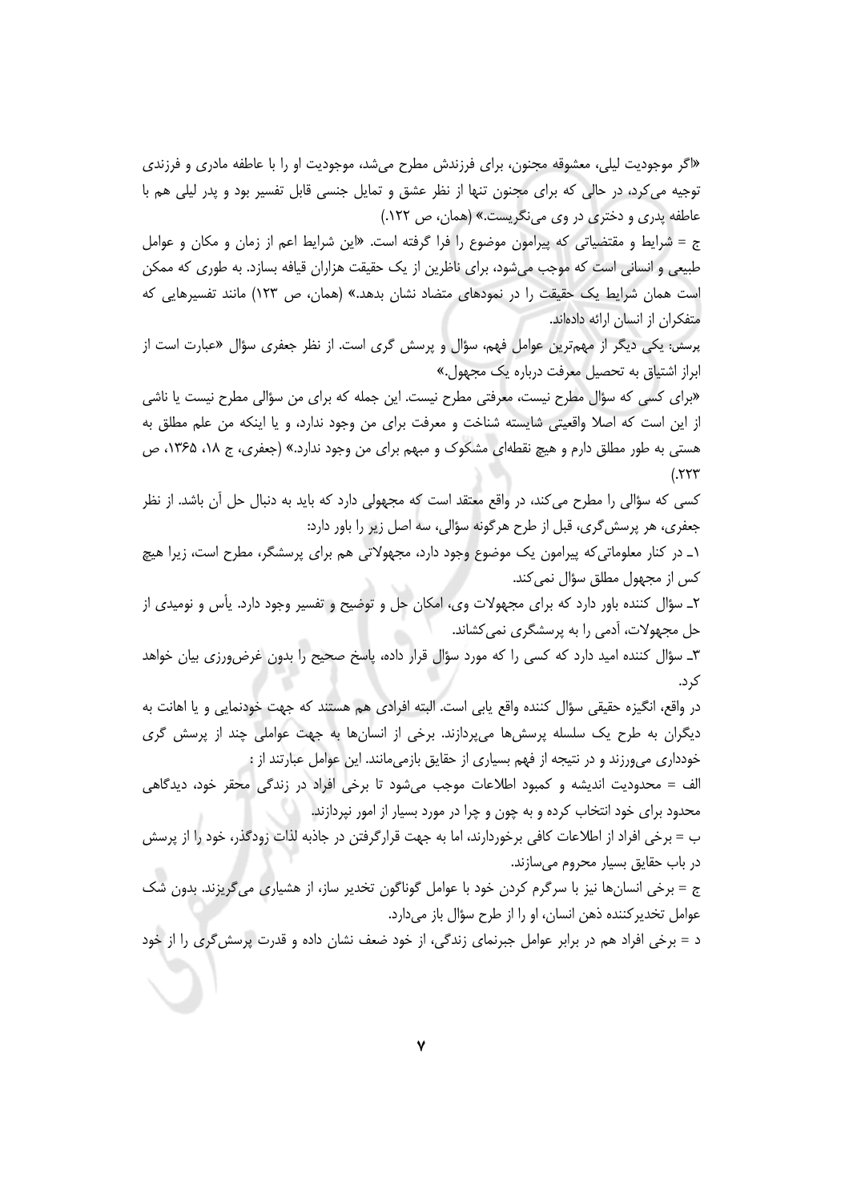«اگر موجودیت لیلی، معشوقه مجنون، برای فرزندش مطرح می‌شد، موجودیت او را با عاطفه مادری و فرزندی توجیه می‌کرد، در حالی که برای مجنون تنها از نظر عشق و تمایل جنسی قابل تفسیر بود و پدر لیلی هم با عاطفه پدری و دختری در وی می‌نگریست.» (همان، ص ۱۲۲.)

ج = شرایط و مقتضیاتی که پیرامون موضوع را فرا گرفته است. «این شرایط اعم از زمان و مکان و عوامل طبیعی و انسانی است که موجب می‌شود، برای ناظرین از یک حقیقت هزاران قیافه بسازد. به طوری که ممکن است همان شرایط یک حقیقت را در نمودهای متضاد نشان بدهد.» (همان، ص ۱۲۳) مانند تفسیرهایی که متفکران از انسان ارائه داده‌اند.

پرسش: یکی دیگر از مهم‌ترین عوامل فهم، سؤال و پرسش گری است. از نظر جعفری سؤال «عبارت است از ابراز اشتیاق به تحصیل معرفت درباره یک مجهول.»

«برای کسی که سؤال مطرح نیست، معرفتی مطرح نیست. این جمله که برای من سؤالی مطرح نیست یا ناشی از این است که اصلا واقعیتی شایسته شناخت و معرفت برای من وجود ندارد، و یا اینکه من علم مطلق به هستی به طور مطلق دارم و هیچ نقطه‌ای مشکوک و مبهم برای من وجود ندارد.» (جعفری، ج ۱۸، ۱۳۶۵، ص ۲۲۳.)

کسی که سؤالی را مطرح می‌کند، در واقع معتقد است که مجهولی دارد که باید به دنبال حل آن باشد. از نظر جعفری، هر پرسش‌گری، قبل از طرح هرگونه سؤالی، سه اصل زیر را باور دارد:

۱ـ در کنار معلوماتی‌که پیرامون یک موضوع وجود دارد، مجهولاتی هم برای پرسشگر، مطرح است، زیرا هیچ کس از مجهول مطلق سؤال نمی‌کند.

۲ـ سؤال کننده باور دارد که برای مجهولات وی، امکان حل و توضیح و تفسیر وجود دارد. یأس و نومیدی از حل مجهولات، آدمی را به پرسشگری نمی‌کشاند.

۳ـ سؤال کننده امید دارد که کسی را که مورد سؤال قرار داده، پاسخ صحیح را بدون غرض‌ورزی بیان خواهد کرد.

در واقع، انگیزه حقیقی سؤال کننده واقع یابی است. البته افرادی هم هستند که جهت خودنمایی و یا اهانت به دیگران به طرح یک سلسله پرسش‌ها می‌پردازند. برخی از انسان‌ها به جهت عواملی چند از پرسش گری خودداری می‌ورزند و در نتیجه از فهم بسیاری از حقایق بازمی‌مانند. این عوامل عبارتند از :

الف = محدودیت اندیشه و کمبود اطلاعات موجب می‌شود تا برخی افراد در زندگی محقر خود، دیدگاهی محدود برای خود انتخاب کرده و به چون و چرا در مورد بسیار از امور نپردازند.

ب = برخی افراد از اطلاعات کافی برخوردارند، اما به جهت قرارگرفتن در جاذبه لذات زودگذر، خود را از پرسش در باب حقایق بسیار محروم می‌سازند.

ج = برخی انسان‌ها نیز با سرگرم کردن خود با عوامل گوناگون تخدیر ساز، از هشیاری می‌گریزند. بدون شک عوامل تخدیرکننده ذهن انسان، او را از طرح سؤال باز می‌دارد.

د = برخی افراد هم در برابر عوامل جبرنمای زندگی، از خود ضعف نشان داده و قدرت پرسش‌گری را از خود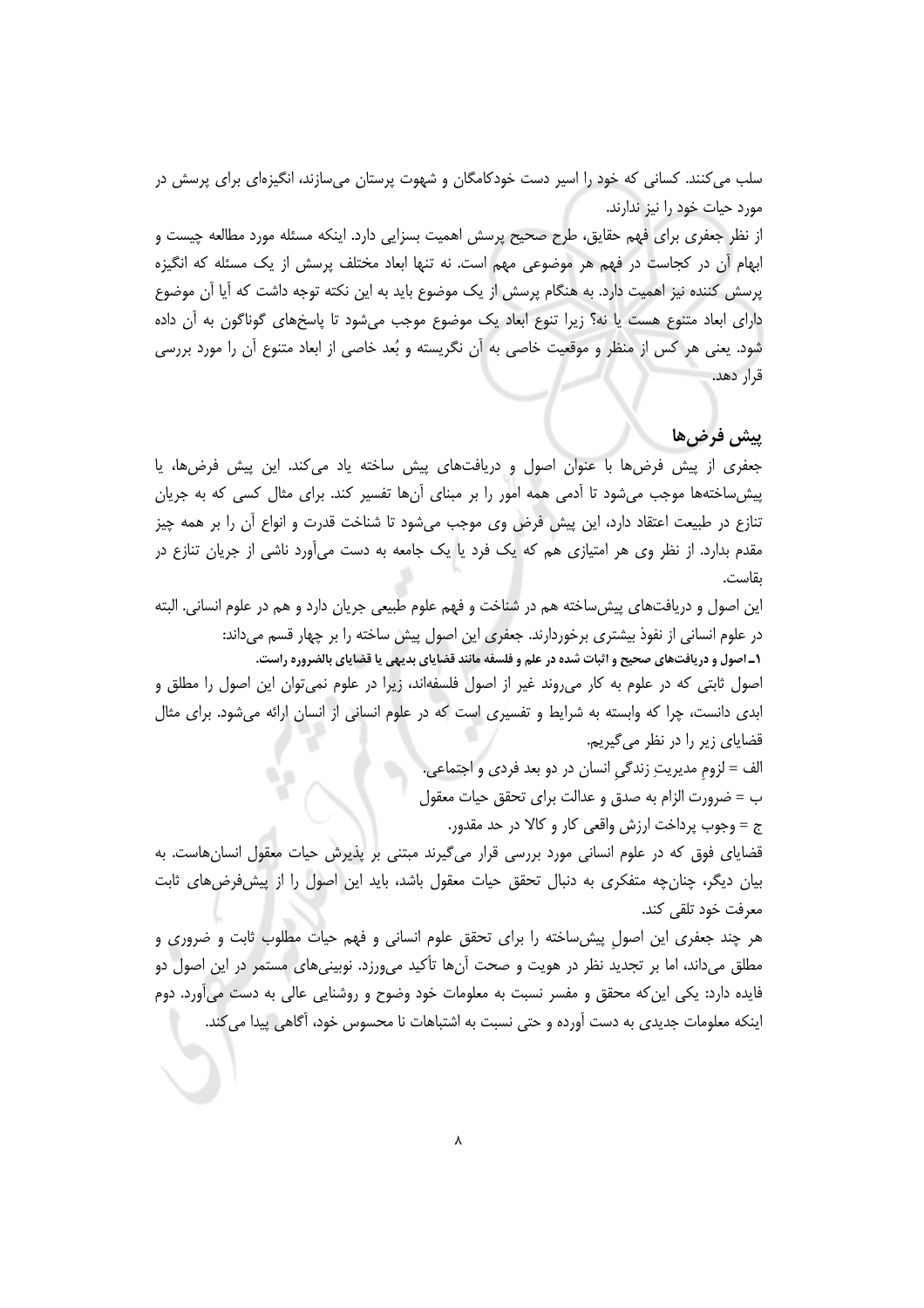سلب می‌کنند. کسانی که خود را اسیر دست خودکامگان و شهوت پرستان می‌سازند، انگیزه‌ای برای پرسش در مورد حیات خود را نیز ندارند.

از نظر جعفری برای فهم حقایق، طرح صحیح پرسش اهمیت بسزایی دارد. اینکه مسئله مورد مطالعه چیست و ابهام آن در کجاست در فهم هر موضوعی مهم است. نه تنها ابعاد مختلف پرسش از یک مسئله که انگیزه پرسش کننده نیز اهمیت دارد. به هنگام پرسش از یک موضوع باید به این نکته توجه داشت که آیا آن موضوع دارای ابعاد متنوع هست یا نه؟ زیرا تنوع ابعاد یک موضوع موجب می‌شود تا پاسخ‌های گوناگون به آن داده شود. یعنی هر کس از منظر و موقعیت خاصی به آن نگریسته و بُعد خاصی از ابعاد متنوع آن را مورد بررسی قرار دهد.

## پیش فرض‌ها

جعفری از پیش فرض‌ها با عنوان اصول و دریافت‌های پیش ساخته یاد می‌کند. این پیش فرض‌ها، یا پیش‌ساخته‌ها موجب می‌شود تا آدمی همه امور را بر مبنای آن‌ها تفسیر کند. برای مثال کسی که به جریان تنازع در طبیعت اعتقاد دارد، این پیش فرض وی موجب می‌شود تا شناخت قدرت و انواع آن را بر همه چیز مقدم بدارد. از نظر وی هر امتیازی هم که یک فرد یا یک جامعه به دست می‌آورد ناشی از جریان تنازع در بقاست.

این اصول و دریافت‌های پیش‌ساخته هم در شناخت و فهم علوم طبیعی جریان دارد و هم در علوم انسانی. البته در علوم انسانی از نفوذ بیشتری برخوردارند. جعفری این اصول پیش ساخته را بر چهار قسم می‌داند:

**۱ـ اصول و دریافت‌های صحیح و اثبات شده در علم و فلسفه مانند قضایای بدیهی یا قضایای بالضروره راست.**

اصول ثابتی که در علوم به کار می‌روند غیر از اصول فلسفه‌اند، زیرا در علوم نمی‌توان این اصول را مطلق و ابدی دانست، چرا که وابسته به شرایط و تفسیری است که در علوم انسانی از انسان ارائه می‌شود. برای مثال قضایای زیر را در نظر می‌گیریم.

الف = لزومِ مدیریتِ زندگیِ انسان در دو بعد فردی و اجتماعی.

ب = ضرورت الزام به صدق و عدالت برای تحقق حیات معقول

ج = وجوب پرداخت ارزش واقعی کار و کالا در حد مقدور.

قضایای فوق که در علوم انسانی مورد بررسی قرار می‌گیرند مبتنی بر پذیرش حیات معقول انسان‌هاست. به بیان دیگر، چنان‌چه متفکری به دنبال تحقق حیات معقول باشد، باید این اصول را از پیش‌فرض‌های ثابت معرفت خود تلقی کند.

هر چند جعفری این اصولِ پیش‌ساخته را برای تحقق علوم انسانی و فهم حیات مطلوب ثابت و ضروری و مطلق می‌داند، اما بر تجدید نظر در هویت و صحت آن‌ها تأکید می‌ورزد. نوبینی‌های مستمر در این اصول دو فایده دارد: یکی این‌که محقق و مفسر نسبت به معلومات خود وضوح و روشنایی عالی به دست می‌آورد. دوم اینکه معلومات جدیدی به دست آورده و حتی نسبت به اشتباهات نا محسوس خود، آگاهی پیدا می‌کند.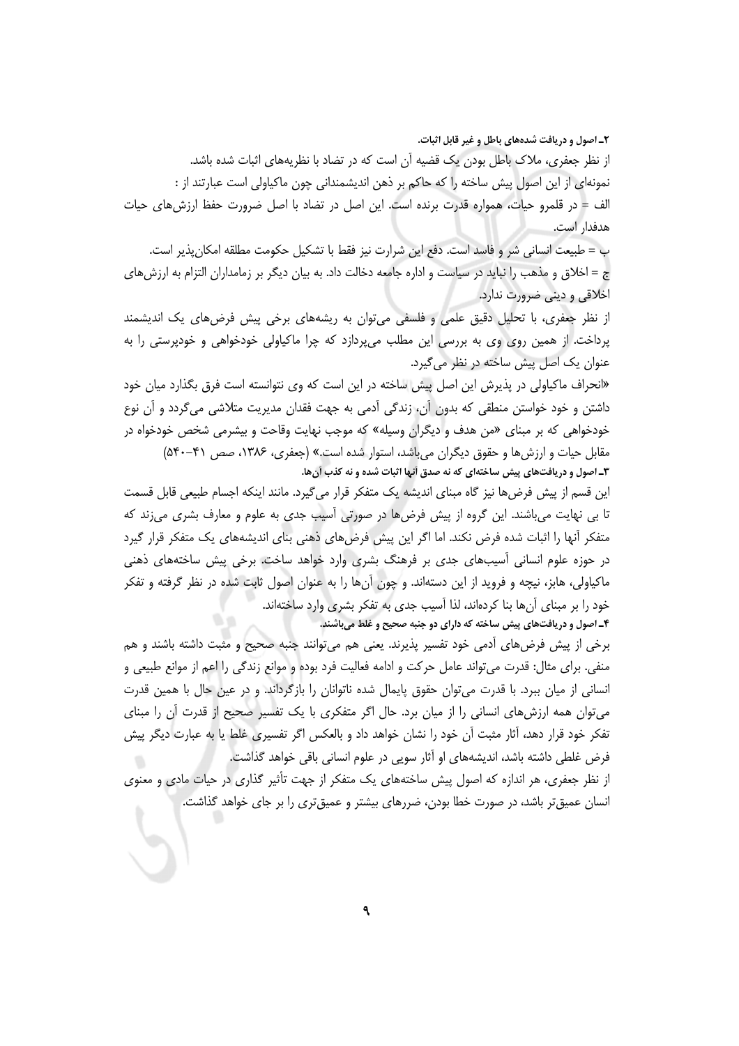**۲ـ اصول و دریافت شده‌های باطل و غیر قابل اثبات.**

از نظر جعفری، ملاک باطل بودن یک قضیه آن است که در تضاد با نظریه‌های اثبات شده باشد.

نمونه‌ای از این اصول پیش ساخته را که حاکم بر ذهن اندیشمندانی چون ماکیاولی است عبارتند از :

الف = در قلمرو حیات، همواره قدرت برنده است. این اصل در تضاد با اصل ضرورت حفظ ارزش‌های حیات هدفدار است.

ب = طبیعت انسانی شر و فاسد است. دفع این شرارت نیز فقط با تشکیل حکومت مطلقه امکان‌پذیر است.

ج = اخلاق و مذهب را نباید در سیاست و اداره جامعه دخالت داد. به بیان دیگر بر زمامداران التزام به ارزش‌های اخلاقی و دینی ضرورت ندارد.

از نظر جعفری، با تحلیل دقیق علمی و فلسفی می‌توان به ریشه‌های برخی پیش فرض‌های یک اندیشمند پرداخت. از همین روی وی به بررسی این مطلب می‌پردازد که چرا ماکیاولی خودخواهی و خودپرستی را به عنوان یک اصل پیش ساخته در نظر می‌گیرد.

«انحراف ماکیاولی در پذیرش این اصل پیش ساخته در این است که وی نتوانسته است فرق بگذارد میان خود داشتن و خود خواستن منطقی که بدون آن، زندگی آدمی به جهت فقدان مدیریت متلاشی می‌گردد و آن نوع خودخواهی که بر مبنای «من هدف و دیگران وسیله» که موجب نهایت وقاحت و بیشرمی شخص خودخواه در مقابل حیات و ارزش‌ها و حقوق دیگران می‌باشد، استوار شده است.» (جعفری، ۱۳۸۶، صص ۴۱-۵۴۰)

**۳ـ اصول و دریافت‌های پیش ساخته‌ای که نه صدق آنها اثبات شده و نه کذب آن‌ها.**

این قسم از پیش فرض‌ها نیز گاه مبنای اندیشه یک متفکر قرار می‌گیرد. مانند اینکه اجسام طبیعی قابل قسمت تا بی نهایت می‌باشند. این گروه از پیش فرض‌ها در صورتی آسیب جدی به علوم و معارف بشری می‌زند که متفکر آنها را اثبات شده فرض نکند. اما اگر این پیش فرض‌های ذهنی بنای اندیشه‌های یک متفکر قرار گیرد در حوزه علوم انسانی آسیب‌های جدی بر فرهنگ بشری وارد خواهد ساخت. برخی پیش ساخته‌های ذهنی ماکیاولی، هابز، نیچه و فروید از این دسته‌اند. و چون آن‌ها را به عنوان اصول ثابت شده در نظر گرفته و تفکر خود را بر مبنای آن‌ها بنا کرده‌اند، لذا آسیب جدی به تفکر بشری وارد ساخته‌اند.

**۴ـ اصول و دریافت‌های پیش ساخته که دارای دو جنبه صحیح و غلط می‌باشند.**

برخی از پیش فرض‌های آدمی خود تفسیر پذیرند. یعنی هم می‌توانند جنبه صحیح و مثبت داشته باشند و هم منفی. برای مثال: قدرت می‌تواند عامل حرکت و ادامه فعالیت فرد بوده و موانع زندگی را اعم از موانع طبیعی و انسانی از میان ببرد. با قدرت می‌توان حقوق پایمال شده ناتوانان را بازگرداند. و در عین حال با همین قدرت می‌توان همه ارزش‌های انسانی را از میان برد. حال اگر متفکری با یک تفسیر صحیح از قدرت آن را مبنای تفکر خود قرار دهد، آثار مثبت آن خود را نشان خواهد داد و بالعکس اگر تفسیری غلط یا به عبارت دیگر پیش فرض غلطی داشته باشد، اندیشه‌های او آثار سویی در علوم انسانی باقی خواهد گذاشت.

از نظر جعفری، هر اندازه که اصول پیش ساخته‌های یک متفکر از جهت تأثیر گذاری در حیات مادی و معنوی انسان عمیق‌تر باشد، در صورت خطا بودن، ضررهای بیشتر و عمیق‌تری را بر جای خواهد گذاشت.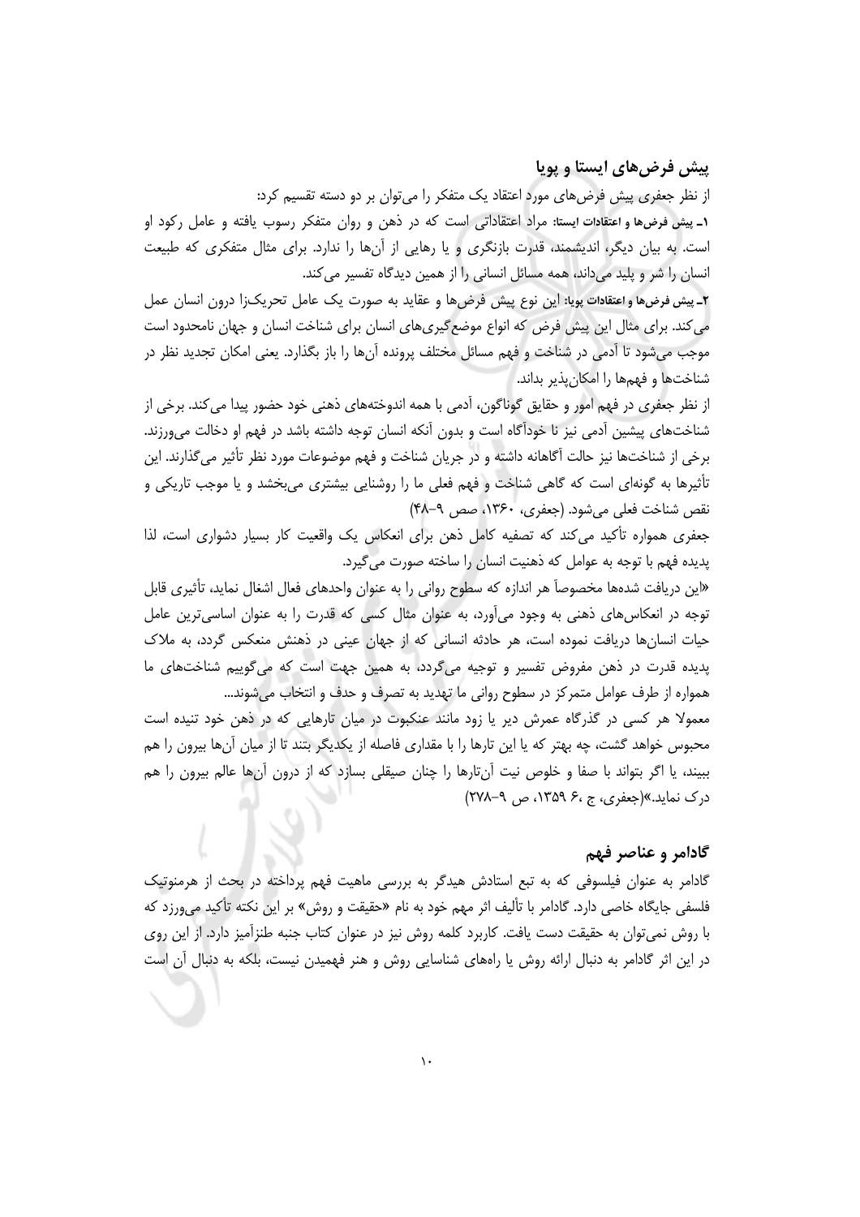## پیش فرض‌های ایستا و پویا

از نظر جعفری پیش فرض‌های مورد اعتقاد یک متفکر را می‌توان بر دو دسته تقسیم کرد:

**۱ـ پیش فرض‌ها و اعتقادات ایستا:** مراد اعتقاداتی است که در ذهن و روان متفکر رسوب یافته و عامل رکود او است. به بیان دیگر، اندیشمند، قدرت بازنگری و یا رهایی از آن‌ها را ندارد. برای مثال متفکری که طبیعت انسان را شر و پلید می‌داند، همه مسائل انسانی را از همین دیدگاه تفسیر می‌کند.

**۲ـ پیش فرض‌ها و اعتقادات پویا:** این نوع پیش فرض‌ها و عقاید به صورت یک عامل تحریک‌زا درون انسان عمل می‌کند. برای مثال این پیش فرض که انواع موضع‌گیری‌های انسان برای شناخت انسان و جهان نامحدود است موجب می‌شود تا آدمی در شناخت و فهم مسائل مختلف پرونده آن‌ها را باز بگذارد. یعنی امکان تجدید نظر در شناخت‌ها و فهم‌ها را امکان‌پذیر بداند.

از نظر جعفری در فهم امور و حقایق گوناگون، آدمی با همه اندوخته‌های ذهنی خود حضور پیدا می‌کند. برخی از شناخت‌های پیشین آدمی نیز نا خودآگاه است و بدون آنکه انسان توجه داشته باشد در فهم او دخالت می‌ورزند. برخی از شناخت‌ها نیز حالت آگاهانه داشته و در جریان شناخت و فهم موضوعات مورد نظر تأثیر می‌گذارند. این تأثیرها به گونه‌ای است که گاهی شناخت و فهم فعلی ما را روشنایی بیشتری می‌بخشد و یا موجب تاریکی و نقص شناخت فعلی می‌شود. (جعفری، ۱۳۶۰، صص ۹-۴۸)

جعفری همواره تأکید می‌کند که تصفیه کامل ذهن برای انعکاس یک واقعیت کار بسیار دشواری است، لذا پدیده فهم با توجه به عوامل که ذهنیت انسان را ساخته صورت می‌گیرد.

«این دریافت شده‌ها مخصوصاً هر اندازه که سطوح روانی را به عنوان واحدهای فعال اشغال نماید، تأثیری قابل توجه در انعکاس‌های ذهنی به وجود می‌آورد، به عنوان مثال کسی که قدرت را به عنوان اساسی‌ترین عامل حیات انسان‌ها دریافت نموده است، هر حادثه انسانی که از جهان عینی در ذهنش منعکس گردد، به ملاک پدیده قدرت در ذهن مفروض تفسیر و توجیه می‌گردد، به همین جهت است که می‌گوییم شناخت‌های ما همواره از طرف عوامل متمرکز در سطوح روانی ما تهدید به تصرف و حذف و انتخاب می‌شوند...

معمولا هر کسی در گذرگاه عمرش دیر یا زود مانند عنکبوت در میان تارهایی که در ذهن خود تنیده است محبوس خواهد گشت، چه بهتر که یا این تارها را با مقداری فاصله از یکدیگر بتند تا از میان آن‌ها بیرون را هم ببیند، یا اگر بتواند با صفا و خلوص نیت آن‌تارها را چنان صیقلی بسازد که از درون آن‌ها عالم بیرون را هم درک نماید.»(جعفری، ج ۶، ۱۳۵۹، ص ۹-۲۷۸)

## گادامر و عناصر فهم

گادامر به عنوان فیلسوفی که به تبع استادش هیدگر به بررسی ماهیت فهم پرداخته در بحث از هرمنوتیک فلسفی جایگاه خاصی دارد. گادامر با تألیف اثر مهم خود به نام «حقیقت و روش» بر این نکته تأکید می‌ورزد که با روش نمی‌توان به حقیقت دست یافت. کاربرد کلمه روش نیز در عنوان کتاب جنبه طنزآمیز دارد. از این روی در این اثر گادامر به دنبال ارائه روش یا راه‌های شناسایی روش و هنر فهمیدن نیست، بلکه به دنبال آن است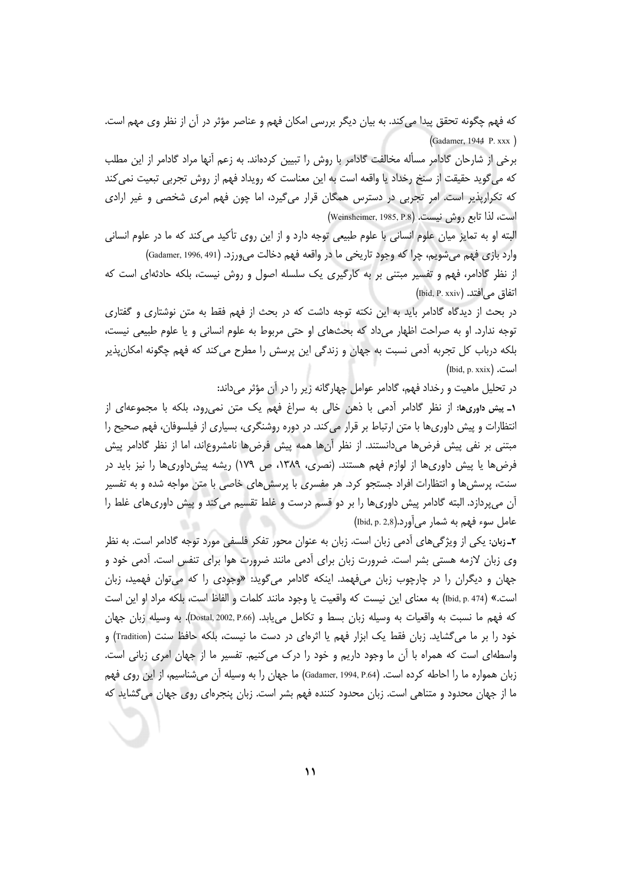که فهم چگونه تحقق پیدا می‌کند. به بیان دیگر بررسی امکان فهم و عناصر مؤثر در آن از نظر وی مهم است. (Gadamer, 1944 P. xxx )

برخی از شارحان گادامر مسأله مخالفت گادامر با روش را تبیین کرده‌اند. به زعم آنها مراد گادامر از این مطلب که می‌گوید حقیقت از سنخ رخداد یا واقعه است به این معناست که رویداد فهم از روش تجربی تبعیت نمی‌کند که تکرارپذیر است. امر تجربی در دسترس همگان قرار می‌گیرد، اما چون فهم امری شخصی و غیر ارادی است، لذا تابع روش نیست. (Weinsheimer, 1985, P.8)

البته او به تمایز میان علوم انسانی با علوم طبیعی توجه دارد و از این روی تأکید می‌کند که ما در علوم انسانی وارد بازی فهم می‌شویم، چرا که وجود تاریخی ما در واقعه فهم دخالت می‌ورزد. (Gadamer, 1996, 491)

از نظر گادامر، فهم و تفسیر مبتنی بر به کارگیری یک سلسله اصول و روش نیست، بلکه حادثه‌ای است که اتفاق می‌افتد. (Ibid, P. xxiv)

در بحث از دیدگاه گادامر باید به این نکته توجه داشت که در بحث از فهم فقط به متن نوشتاری و گفتاری توجه ندارد. او به صراحت اظهار می‌داد که بحث‌های او حتی مربوط به علوم انسانی و یا علوم طبیعی نیست، بلکه درباب کل تجربه آدمی نسبت به جهان و زندگی این پرسش را مطرح می‌کند که فهم چگونه امکان‌پذیر است. (Ibid, p. xxix)

در تحلیل ماهیت و رخداد فهم، گادامر عوامل چهارگانه زیر را در آن مؤثر می‌داند:

**۱ـ پیش داوری‌ها:** از نظر گادامر آدمی با ذهن خالی به سراغ فهم یک متن نمی‌رود، بلکه با مجموعه‌ای از انتظارات و پیش داوری‌ها با متن ارتباط بر قرار می‌کند. در دوره روشنگری، بسیاری از فیلسوفان، فهم صحیح را مبتنی بر نفی پیش فرض‌ها می‌دانستند. از نظر آن‌ها همه پیش فرض‌ها نامشروع‌اند، اما از نظر گادامر پیش فرض‌ها یا پیش داوری‌ها از لوازم فهم هستند. (نصری، ۱۳۸۹، ص ۱۷۹) ریشه پیش‌داوری‌ها را نیز باید در سنت، پرسش‌ها و انتظارات افراد جستجو کرد. هر مفسری با پرسش‌های خاصی با متن مواجه شده و به تفسیر آن می‌پردازد. البته گادامر پیش داوری‌ها را بر دو قسم درست و غلط تقسیم می‌کند و پیش داوری‌های غلط را عامل سوء فهم به شمار می‌آورد.(Ibid, p. 2,8)

**۲ـ زبان:** یکی از ویژگی‌های آدمی زبان است. زبان به عنوان محور تفکر فلسفی مورد توجه گادامر است. به نظر وی زبان لازمه هستی بشر است. ضرورت زبان برای آدمی مانند ضرورت هوا برای تنفس است. آدمی خود و جهان و دیگران را در چارچوب زبان می‌فهمد. اینکه گادامر می‌گوید: «وجودی را که می‌توان فهمید، زبان است.» (Ibid, p. 474) به معنای این نیست که واقعیت یا وجود مانند کلمات و الفاظ است، بلکه مراد او این است که فهم ما نسبت به واقعیات به وسیله زبان بسط و تکامل می‌یابد. (Dostal, 2002, P.66). به وسیله زبان جهان خود را بر ما می‌گشاید. زبان فقط یک ابزار فهم یا اثره‌ای در دست ما نیست، بلکه حافظ سنت (Tradition) و واسطه‌ای است که همراه با آن ما وجود داریم و خود را درک می‌کنیم. تفسیر ما از جهان امری زبانی است. زبان همواره ما را احاطه کرده است. (Gadamer, 1994, P.64) ما جهان را به وسیله آن می‌شناسیم، از این روی فهم ما از جهان محدود و متناهی است. زبان محدود کننده فهم بشر است. زبان پنجره‌ای روی جهان می‌گشاید که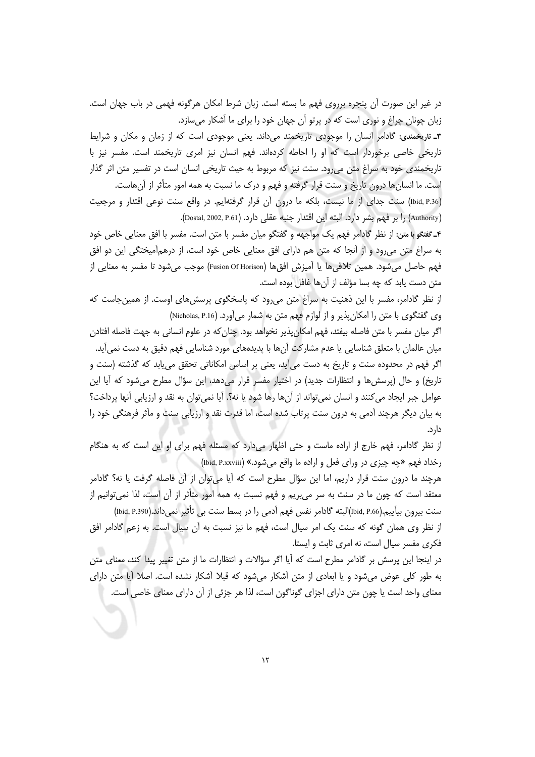در غیر این صورت آن پنجره برروی فهم ما بسته است. زبان شرط امکان هرگونه فهمی در باب جهان است. زبان چونان چراغ و نوری است که در پرتو آن جهان خود را برای ما آشکار می‌سازد.

**۳ـ تاریخمندی:** گادامر انسان را موجودی تاریخمند می‌داند. یعنی موجودی است که از زمان و مکان و شرایط تاریخی خاصی برخوردار است که او را احاطه کرده‌اند. فهم انسان نیز امری تاریخمند است. مفسر نیز با تاریخمندی خود به سراغ متن می‌رود. سنت نیز که مربوط به حیث تاریخی انسان است در تفسیر متن اثر گذار است. ما انسان‌ها درون تاریخ و سنت قرار گرفته و فهم و درک ما نسبت به همه امور متأثر از آن‌هاست. (Ibid, P.36) سنت جدای از ما نیست، بلکه ما درون آن قرار گرفته‌ایم. در واقع سنت نوعی اقتدار و مرجعیت (Authority) را بر فهم بشر دارد. البته این اقتدار جنبه عقلی دارد. (Dostal, 2002, P.61).

**۴ـ گفتگو با متن:** از نظر گادامر فهم یک مواجهه و گفتگو میان مفسر با متن است. مفسر با افق معنایی خاص خود به سراغ متن می‌رود و از آنجا که متن هم دارای افق معنایی خاص خود است، از درهم‌آمیختگی این دو افق فهم حاصل می‌شود. همین تلاقی‌ها یا آمیزش افق‌ها (Fusion Of Horison) موجب می‌شود تا مفسر به معنایی از متن دست یابد که چه بسا مؤلف از آن‌ها غافل بوده است.

از نظر گادامر، مفسر با این ذهنیت به سراغ متن می‌رود که پاسخگوی پرسش‌های اوست. از همین‌جاست که وی گفتگوی با متن را امکان‌پذیر و از لوازم فهم متن به شمار می‌آورد. (Nicholas, P.16)

اگر میان مفسر با متن فاصله بیفتد، فهم امکان‌پذیر نخواهد بود. چنان‌که در علوم انسانی به جهت فاصله افتادن میان عالمان با متعلق شناسایی یا عدم مشارکت آن‌ها با پدیده‌های مورد شناسایی فهم دقیق به دست نمی‌آید.

اگر فهم در محدوده سنت و تاریخ به دست می‌آید، یعنی بر اساس امکاناتی تحقق می‌یابد که گذشته (سنت و تاریخ) و حال (پرسش‌ها و انتظارات جدید) در اختیار مفسر قرار می‌دهد، این سؤال مطرح می‌شود که آیا این عوامل جبر ایجاد می‌کنند و انسان نمی‌تواند از آن‌ها رها شود یا نه؟. آیا نمی‌توان به نقد و ارزیابی آنها پرداخت؟ به بیان دیگر هرچند آدمی به درون سنت پرتاب شده است، اما قدرت نقد و ارزیابی سنت و مآثر فرهنگی خود را دارد.

از نظر گادامر، فهم خارج از اراده ماست و حتی اظهار می‌دارد که مسئله فهم برای او این است که به هنگام رخداد فهم «چه چیزی در ورای فعل و اراده ما واقع می‌شود.» (Ibid, P.xxviii)

هرچند ما درون سنت قرار داریم، اما این سؤال مطرح است که آیا می‌توان از آن فاصله گرفت یا نه؟ گادامر معتقد است که چون ما در سنت به سر می‌بریم و فهم نسبت به همه امور متأثر از آن است، لذا نمی‌توانیم از سنت بیرون بیآییم.(Ibid, P.66)البته گادامر نفس فهم آدمی را در بسط سنت بی تأثیر نمی‌داند.(Ibid, P.390)

از نظر وی همان گونه که سنت یک امر سیال است، فهم ما نیز نسبت به آن سیال است. به زعم گادامر افق فکری مفسر سیال است، نه امری ثابت و ایستا.

در اینجا این پرسش بر گادامر مطرح است که آیا اگر سؤالات و انتظارات ما از متن تغییر پیدا کند، معنای متن به طور کلی عوض می‌شود و یا ابعادی از متن آشکار می‌شود که قبلا آشکار نشده است. اصلا آیا متن دارای معنای واحد است یا چون متن دارای اجزای گوناگون است، لذا هر جزئی از آن دارای معنای خاصی است.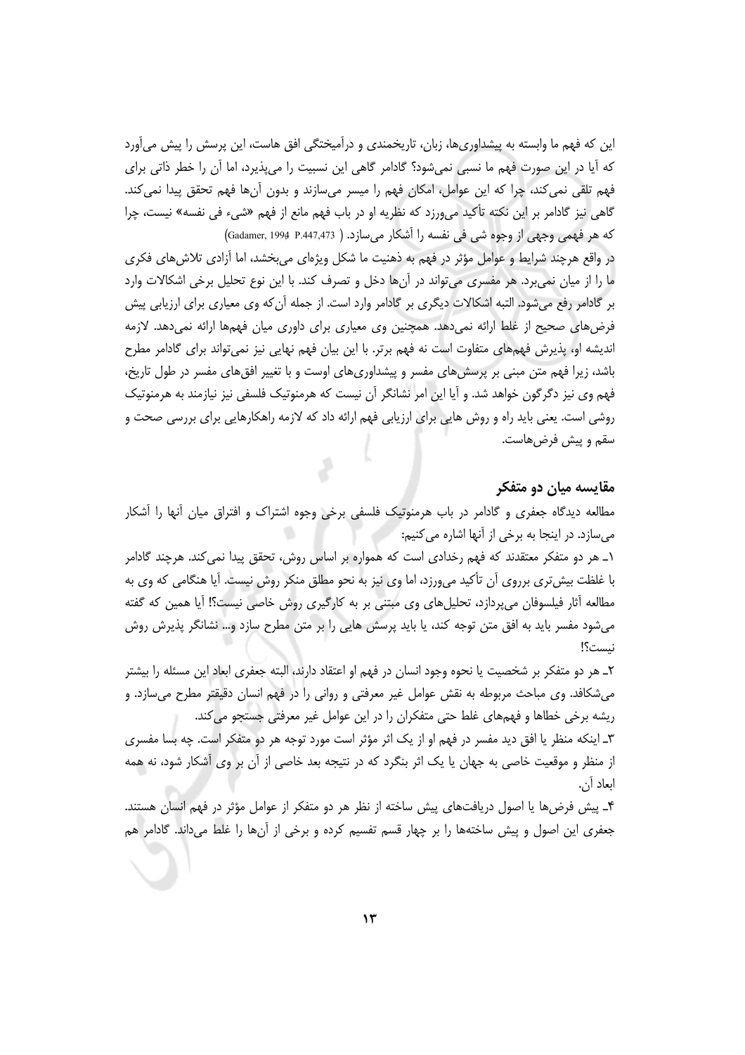این که فهم ما وابسته به پیشداوری‌ها، زبان، تاریخمندی و درآمیختگی افق هاست، این پرسش را پیش می‌آورد که آیا در این صورت فهم ما نسبی نمی‌شود؟ گادامر گاهی این نسبیت را می‌پذیرد، اما آن را خطر ذاتی برای فهم تلقی نمی‌کند، چرا که این عوامل، امکان فهم را میسر می‌سازند و بدون آن‌ها فهم تحقق پیدا نمی‌کند. گاهی نیز گادامر بر این نکته تأکید می‌ورزد که نظریه او در باب فهم مانع از فهم «شیء فی نفسه» نیست، چرا که هر فهمی وجهی از وجوه شی فی نفسه را آشکار می‌سازد. (Gadamer, 1994 P.447,473)

در واقع هرچند شرایط و عوامل مؤثر در فهم به ذهنیت ما شکل ویژه‌ای می‌بخشد، اما آزادی تلاش‌های فکری ما را از میان نمی‌برد. هر مفسری می‌تواند در آن‌ها دخل و تصرف کند. با این نوع تحلیل برخی اشکالات وارد بر گادامر رفع می‌شود. البته اشکالات دیگری بر گادامر وارد است. از جمله آن‌که وی معیاری برای ارزیابی پیش فرض‌های صحیح از غلط ارائه نمی‌دهد. همچنین وی معیاری برای داوری میان فهم‌ها ارائه نمی‌دهد. لازمه اندیشه او، پذیرش فهم‌های متفاوت است نه فهم برتر. با این بیان فهم نهایی نیز نمی‌تواند برای گادامر مطرح باشد، زیرا فهم متن مبنی بر پرسش‌های مفسر و پیشداوری‌های اوست و با تغییر افق‌های مفسر در طول تاریخ، فهم وی نیز دگرگون خواهد شد. و آیا این امر نشانگر آن نیست که هرمنوتیک فلسفی نیز نیازمند به هرمنوتیک روشی است. یعنی باید راه و روش هایی برای ارزیابی فهم ارائه داد که لازمه راهکارهایی برای بررسی صحت و سقم و پیش فرض‌هاست.

## مقایسه میان دو متفکر

مطالعه دیدگاه جعفری و گادامر در باب هرمنوتیک فلسفی برخی وجوه اشتراک و افتراق میان آنها را آشکار می‌سازد. در اینجا به برخی از آنها اشاره می‌کنیم:

۱ـ هر دو متفکر معتقدند که فهم رخدادی است که همواره بر اساس روش، تحقق پیدا نمی‌کند. هرچند گادامر با غلظت بیش‌تری برروی آن تأکید می‌ورزد، اما وی نیز به نحو مطلق منکر روش نیست. آیا هنگامی که وی به مطالعه آثار فیلسوفان می‌پردازد، تحلیل‌های وی مبتنی بر به کارگیری روش خاصی نیست؟! آیا همین که گفته می‌شود مفسر باید به افق متن توجه کند، یا باید پرسش هایی را بر متن مطرح سازد و... نشانگر پذیرش روش نیست؟!

۲ـ هر دو متفکر بر شخصیت یا نحوه وجود انسان در فهم او اعتقاد دارند، البته جعفری ابعاد این مسئله را بیشتر می‌شکافد. وی مباحث مربوطه به نقش عوامل غیر معرفتی و روانی را در فهم انسان دقیقتر مطرح می‌سازد. و ریشه برخی خطاها و فهم‌های غلط حتی متفکران را در این عوامل غیر معرفتی جستجو می‌کند.

۳ـ اینکه منظر یا افق دید مفسر در فهم او از یک اثر مؤثر است مورد توجه هر دو متفکر است. چه بسا مفسری از منظر و موقعیت خاصی به جهان یا یک اثر بنگرد که در نتیجه بعد خاصی از آن بر وی آشکار شود، نه همه ابعاد آن.

۴ـ پیش فرض‌ها یا اصول دریافت‌های پیش ساخته از نظر هر دو متفکر از عوامل مؤثر در فهم انسان هستند. جعفری این اصول و پیش ساخته‌ها را بر چهار قسم تفسیم کرده و برخی از آن‌ها را غلط می‌داند. گادامر هم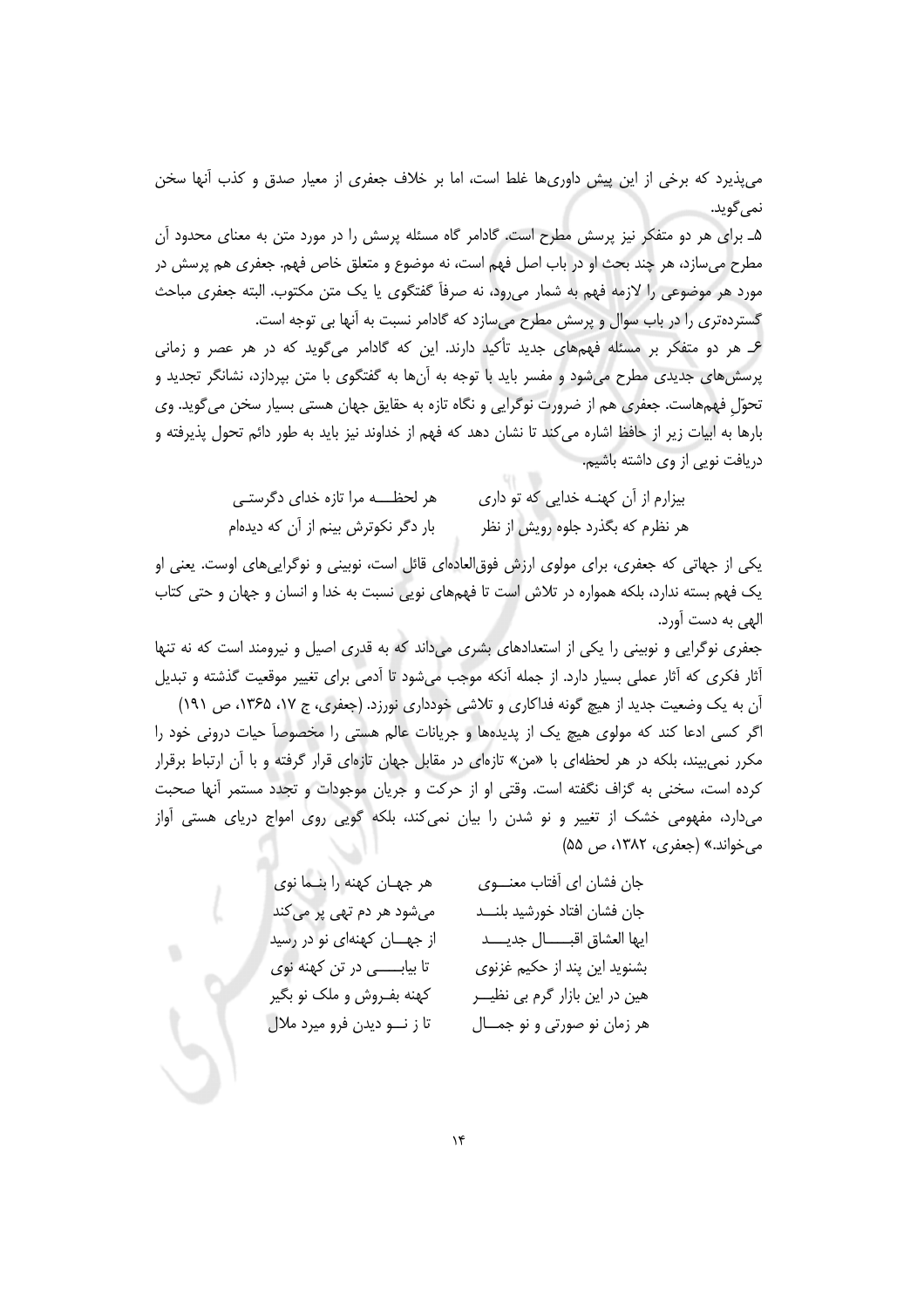می‌پذیرد که برخی از این پیش داوری‌ها غلط است، اما بر خلاف جعفری از معیار صدق و کذب آنها سخن نمی‌گوید.

۵ـ برای هر دو متفکر نیز پرسش مطرح است. گادامر گاه مسئله پرسش را در مورد متن به معنای محدود آن مطرح می‌سازد، هر چند بحث او در باب اصل فهم است، نه موضوع و متعلق خاص فهم. جعفری هم پرسش در مورد هر موضوعی را لازمه فهم به شمار می‌رود، نه صرفاً گفتگوی یا یک متن مکتوب. البته جعفری مباحث گسترده‌تری را در باب سوال و پرسش مطرح می‌سازد که گادامر نسبت به آنها بی توجه است.

۶ـ هر دو متفکر بر مسئله فهم‌های جدید تأکید دارند. این که گادامر می‌گوید که در هر عصر و زمانی پرسش‌های جدیدی مطرح می‌شود و مفسر باید با توجه به آن‌ها به گفتگوی با متن بپردازد، نشانگر تجدید و تحوّل فهم‌هاست. جعفری هم از ضرورت نوگرایی و نگاه تازه به حقایق جهان هستی بسیار سخن می‌گوید. وی بارها به ابیات زیر از حافظ اشاره می‌کند تا نشان دهد که فهم از خداوند نیز باید به طور دائم تحول پذیرفته و دریافت نویی از وی داشته باشیم.

بیزارم از آن کهنه خدایی که تو داری — هر لحظه مرا تازه خدای دگرستی

هر نظرم که بگذرد جلوه رویش از نظر — بار دگر نکوترش بینم از آن که دیده‌ام

یکی از جهاتی که جعفری، برای مولوی ارزش فوق‌العاده‌ای قائل است، نوبینی و نوگرایی‌های اوست. یعنی او یک فهم بسته ندارد، بلکه همواره در تلاش است تا فهم‌های نویی نسبت به خدا و انسان و جهان و حتی کتاب الهی به دست آورد.

جعفری نوگرایی و نوبینی را یکی از استعدادهای بشری می‌داند که به قدری اصیل و نیرومند است که نه تنها آثار فکری که آثار عملی بسیار دارد. از جمله آنکه موجب می‌شود تا آدمی برای تغییر موقعیت گذشته و تبدیل آن به یک وضعیت جدید از هیچ گونه فداکاری و تلاشی خودداری نورزد. (جعفری، ج ۱۷، ۱۳۶۵، ص ۱۹۱)

اگر کسی ادعا کند که مولوی هیچ یک از پدیده‌ها و جریانات عالم هستی را مخصوصاً حیات درونی خود را مکرر نمی‌بیند، بلکه در هر لحظه‌ای با «من» تازه‌ای در مقابل جهان تازه‌ای قرار گرفته و با آن ارتباط برقرار کرده است، سخنی به گزاف نگفته است. وقتی او از حرکت و جریان موجودات و تجدد مستمر آنها صحبت می‌دارد، مفهومی خشک از تغییر و نو شدن را بیان نمی‌کند، بلکه گویی روی امواج دریای هستی آواز می‌خواند.» (جعفری، ۱۳۸۲، ص ۵۵)

جان فشان ای آفتاب معنوی — هر جهان کهنه را بنما نوی

جان فشان افتاد خورشید بلند — می‌شود هر دم تهی پر می‌کند

ایها العشاق اقبال جدید — از جهان کهنه‌ای نو در رسید

بشنوید این پند از حکیم غزنوی — تا بیابی در تن کهنه نوی

هین در این بازار گرم بی نظیر — کهنه بفروش و ملک نو بگیر

هر زمان نو صورتی و نو جمال — تا ز نو دیدن فرو میرد ملال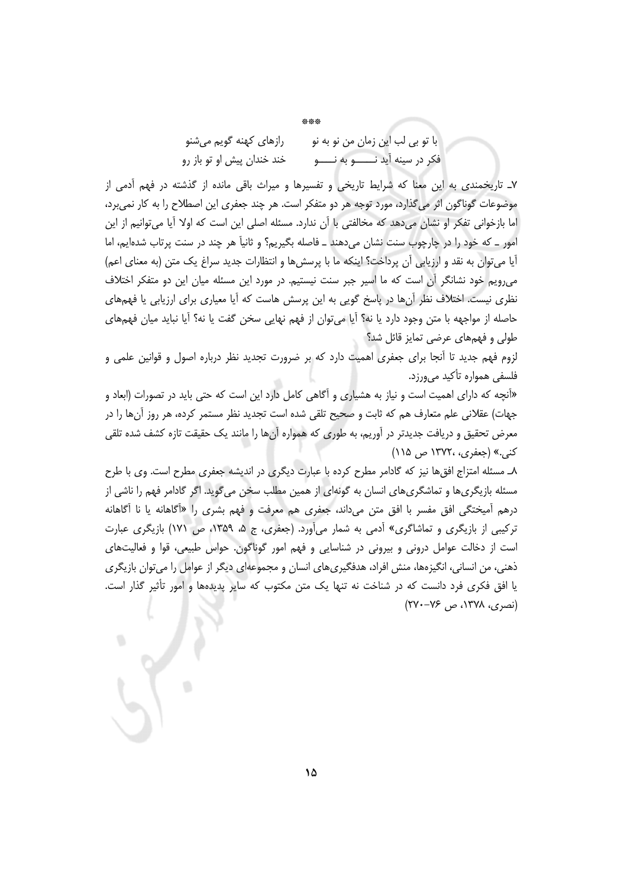***

با تو بی لب این زمان من نو به نو　　رازهای کهنه گویم می‌شنو

فکر در سینه آید نــــو به نــــو　　خند خندان پیش او تو باز رو

۷ـ تاریخمندی به این معنا که شرایط تاریخی و تفسیرها و میراث باقی مانده از گذشته در فهم آدمی از موضوعات گوناگون اثر می‌گذارد، مورد توجه هر دو متفکر است. هر چند جعفری این اصطلاح را به کار نمی‌برد، اما بازخوانی تفکر او نشان می‌دهد که مخالفتی با آن ندارد. مسئله اصلی این است که اولا آیا می‌توانیم از این امور ـ که خود را در چارچوب سنت نشان می‌دهند ـ فاصله بگیریم؟ و ثانیاً هر چند در سنت پرتاب شده‌ایم، اما آیا می‌توان به نقد و ارزیابی آن پرداخت؟ اینکه ما با پرسش‌ها و انتظارات جدید سراغ یک متن (به معنای اعم) می‌رویم خود نشانگر آن است که ما اسیر جبر سنت نیستیم. در مورد این مسئله میان این دو متفکر اختلاف نظری نیست. اختلاف نظر آن‌ها در پاسخ گویی به این پرسش هاست که آیا معیاری برای ارزیابی یا فهم‌های حاصله از مواجهه با متن وجود دارد یا نه؟ آیا می‌توان از فهم نهایی سخن گفت یا نه؟ آیا نباید میان فهم‌های طولی و فهم‌های عرضی تمایز قائل شد؟

لزوم فهم جدید تا آنجا برای جعفری اهمیت دارد که بر ضرورت تجدید نظر درباره اصول و قوانین علمی و فلسفی همواره تأکید می‌ورزد.

«آنچه که دارای اهمیت است و نیاز به هشیاری و آگاهی کامل دارد این است که حتی باید در تصورات (ابعاد و جهات) عقلانی علم متعارف هم که ثابت و صحیح تلقی شده است تجدید نظر مستمر کرده، هر روز آن‌ها را در معرض تحقیق و دریافت جدیدتر در آوریم، به طوری که همواره آن‌ها را مانند یک حقیقت تازه کشف شده تلقی کنی.» (جعفری، ۱۳۷۲، ص ۱۱۵)

۸ـ مسئله امتزاج افق‌ها نیز که گادامر مطرح کرده با عبارت دیگری در اندیشه جعفری مطرح است. وی با طرح مسئله بازیگری‌ها و تماشگری‌های انسان به گونه‌ای از همین مطلب سخن می‌گوید. اگر گادامر فهم را ناشی از درهم آمیختگی افق مفسر با افق متن می‌داند، جعفری هم معرفت و فهم بشری را «آگاهانه یا نا آگاهانه ترکیبی از بازیگری و تماشاگری» آدمی به شمار می‌آورد. (جعفری، ج ۵، ۱۳۵۹، ص ۱۷۱) بازیگری عبارت است از دخالت عوامل درونی و بیرونی در شناسایی و فهم امور گوناگون. حواس طبیعی، قوا و فعالیت‌های ذهنی، من انسانی، انگیزه‌ها، منش افراد، هدفگیری‌های انسان و مجموعه‌ای دیگر از عوامل را می‌توان بازیگری یا افق فکری فرد دانست که در شناخت نه تنها یک متن مکتوب که سایر پدیده‌ها و امور تأثیر گذار است. (نصری، ۱۳۷۸، ص ۷۶–۲۷۰)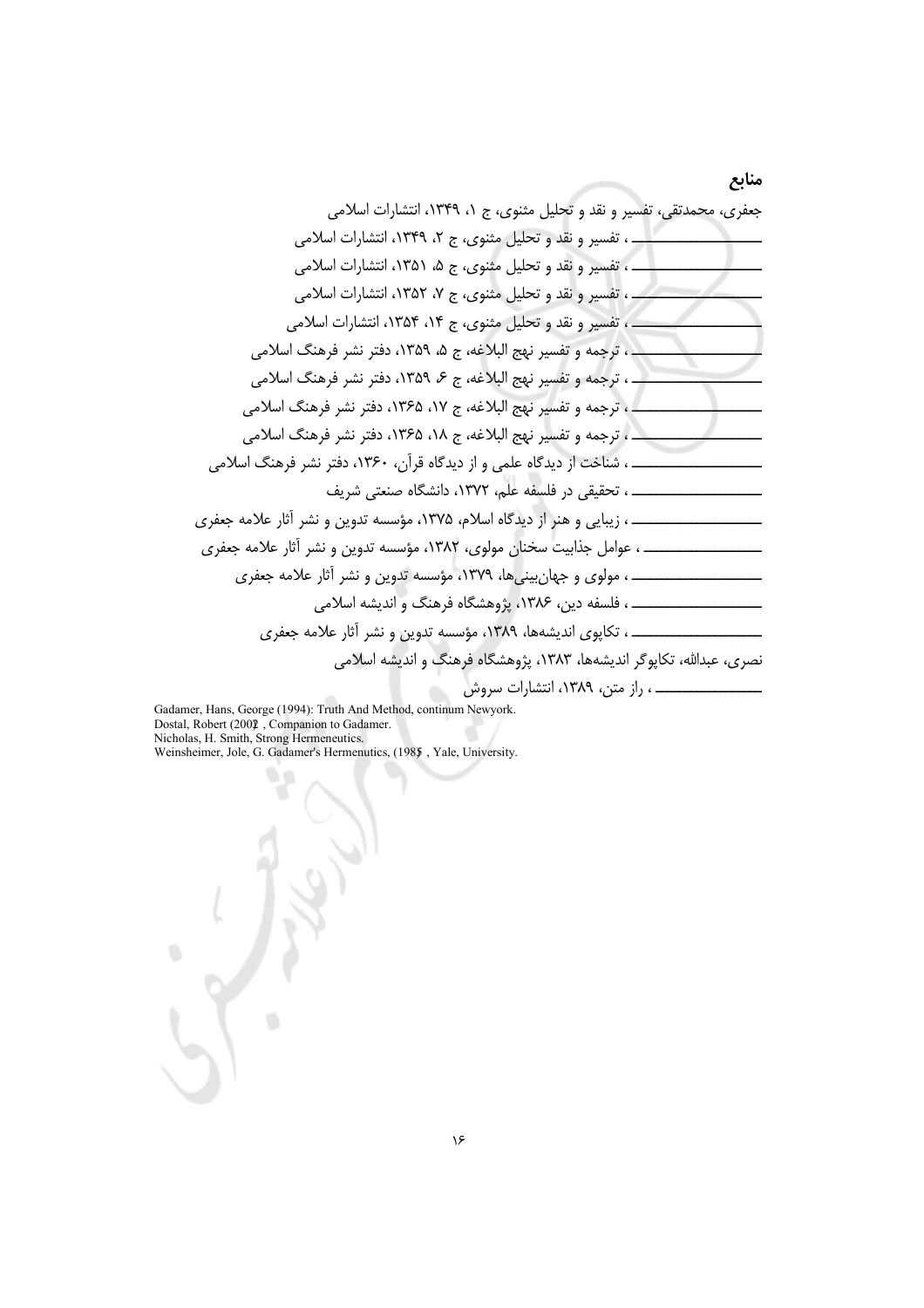## منابع

جعفری، محمدتقی، تفسیر و نقد و تحلیل مثنوی، ج ۱، ۱۳۴۹، انتشارات اسلامی

ـــــــــــــــــــ ، تفسیر و نقد و تحلیل مثنوی، ج ۲، ۱۳۴۹، انتشارات اسلامی

ـــــــــــــــــــ ، تفسیر و نقد و تحلیل مثنوی، ج ۵، ۱۳۵۱، انتشارات اسلامی

ـــــــــــــــــــ ، تفسیر و نقد و تحلیل مثنوی، ج ۷، ۱۳۵۲، انتشارات اسلامی

ـــــــــــــــــــ ، تفسیر و نقد و تحلیل مثنوی، ج ۱۴، ۱۳۵۴، انتشارات اسلامی

ـــــــــــــــــــ ، ترجمه و تفسیر نهج البلاغه، ج ۵، ۱۳۵۹، دفتر نشر فرهنگ اسلامی

ـــــــــــــــــــ ، ترجمه و تفسیر نهج البلاغه، ج ۶، ۱۳۵۹، دفتر نشر فرهنگ اسلامی

ـــــــــــــــــــ ، ترجمه و تفسیر نهج البلاغه، ج ۱۷، ۱۳۶۵، دفتر نشر فرهنگ اسلامی

ـــــــــــــــــــ ، ترجمه و تفسیر نهج البلاغه، ج ۱۸، ۱۳۶۵، دفتر نشر فرهنگ اسلامی

ـــــــــــــــــــ ، شناخت از دیدگاه علمی و از دیدگاه قرآن، ۱۳۶۰، دفتر نشر فرهنگ اسلامی

ـــــــــــــــــــ ، تحقیقی در فلسفه علم، ۱۳۷۲، دانشگاه صنعتی شریف

ـــــــــــــــــــ ، زیبایی و هنر از دیدگاه اسلام، ۱۳۷۵، مؤسسه تدوین و نشر آثار علامه جعفری

ـــــــــــــــــــ ، عوامل جذابیت سخنان مولوی، ۱۳۸۲، مؤسسه تدوین و نشر آثار علامه جعفری

ـــــــــــــــــــ ، مولوی و جهان‌بینی‌ها، ۱۳۷۹، مؤسسه تدوین و نشر آثار علامه جعفری

ـــــــــــــــــــ ، فلسفه دین، ۱۳۸۶، پژوهشگاه فرهنگ و اندیشه اسلامی

ـــــــــــــــــــ ، تکاپوی اندیشه‌ها، ۱۳۸۹، مؤسسه تدوین و نشر آثار علامه جعفری

نصری، عبدالله، تکاپوگر اندیشه‌ها، ۱۳۸۳، پژوهشگاه فرهنگ و اندیشه اسلامی

ـــــــــــــــــــ ، راز متن، ۱۳۸۹، انتشارات سروش

Gadamer, Hans, George (1994): Truth And Method, continum Newyork.

Dostal, Robert (2002 , Companion to Gadamer.

Nicholas, H. Smith, Strong Hermeneutics.

Weinsheimer, Jole, G. Gadamer's Hermenutics, (1985 , Yale, University.